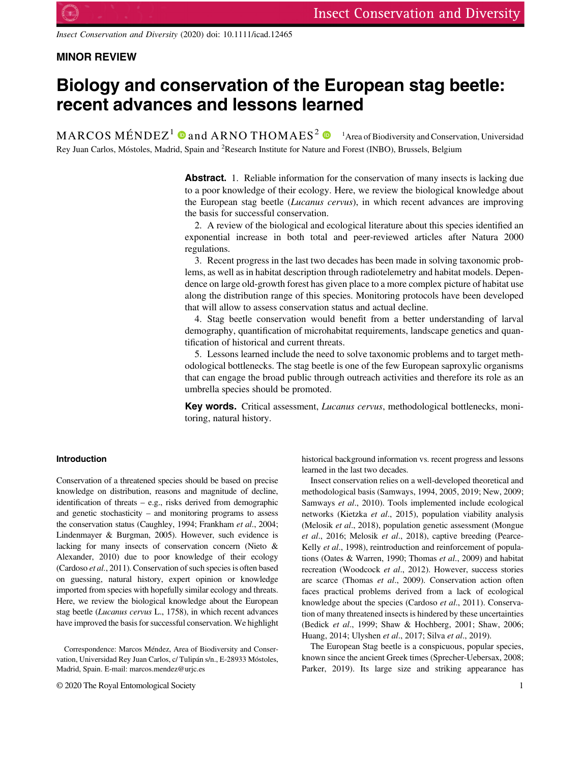*Insect Conservation and Diversity* (2020) doi: 10.1111/icad.12465

**MINOR REVIEW**

# Biology and conservation of the European stag beetle: recent advances and lessons learned

MARCOS MÉNDEZ[1] and ARNO THOMAES[2] [1]Area of Biodiversity and Conservation, Universidad Rey Juan Carlos, Móstoles, Madrid, Spain and [2]Research Institute for Nature and Forest (INBO), Brussels, Belgium

**Abstract.** 1. Reliable information for the conservation of many insects is lacking due to a poor knowledge of their ecology. Here, we review the biological knowledge about the European stag beetle (*Lucanus cervus*), in which recent advances are improving the basis for successful conservation.

2. A review of the biological and ecological literature about this species identified an exponential increase in both total and peer-reviewed articles after Natura 2000 regulations.

3. Recent progress in the last two decades has been made in solving taxonomic problems, as well as in habitat description through radiotelemetry and habitat models. Dependence on large old-growth forest has given place to a more complex picture of habitat use along the distribution range of this species. Monitoring protocols have been developed that will allow to assess conservation status and actual decline.

4. Stag beetle conservation would benefit from a better understanding of larval demography, quantification of microhabitat requirements, landscape genetics and quantification of historical and current threats.

5. Lessons learned include the need to solve taxonomic problems and to target methodological bottlenecks. The stag beetle is one of the few European saproxylic organisms that can engage the broad public through outreach activities and therefore its role as an umbrella species should be promoted.

**Key words.** Critical assessment, *Lucanus cervus*, methodological bottlenecks, monitoring, natural history.

## Introduction

Conservation of a threatened species should be based on precise knowledge on distribution, reasons and magnitude of decline, identification of threats – e.g., risks derived from demographic and genetic stochasticity – and monitoring programs to assess the conservation status (Caughley, 1994; Frankham *et al*., 2004; Lindenmayer & Burgman, 2005). However, such evidence is lacking for many insects of conservation concern (Nieto & Alexander, 2010) due to poor knowledge of their ecology (Cardoso *et al*., 2011). Conservation of such species is often based on guessing, natural history, expert opinion or knowledge imported from species with hopefully similar ecology and threats. Here, we review the biological knowledge about the European stag beetle (*Lucanus cervus* L., 1758), in which recent advances have improved the basis for successful conservation. We highlight historical background information vs. recent progress and lessons learned in the last two decades.

Insect conservation relies on a well-developed theoretical and methodological basis (Samways, 1994, 2005, 2019; New, 2009; Samways *et al*., 2010). Tools implemented include ecological networks (Kietzka *et al*., 2015), population viability analysis (Melosik *et al*., 2018), population genetic assessment (Mongue *et al*., 2016; Melosik *et al*., 2018), captive breeding (Pearce-Kelly *et al*., 1998), reintroduction and reinforcement of populations (Oates & Warren, 1990; Thomas *et al*., 2009) and habitat recreation (Woodcock *et al*., 2012). However, success stories are scarce (Thomas *et al*., 2009). Conservation action often faces practical problems derived from a lack of ecological knowledge about the species (Cardoso *et al*., 2011). Conservation of many threatened insects is hindered by these uncertainties (Bedick *et al*., 1999; Shaw & Hochberg, 2001; Shaw, 2006; Huang, 2014; Ulyshen *et al*., 2017; Silva *et al*., 2019).

The European Stag beetle is a conspicuous, popular species, known since the ancient Greek times (Sprecher-Uebersax, 2008; Parker, 2019). Its large size and striking appearance has

Correspondence: Marcos Méndez, Area of Biodiversity and Conservation, Universidad Rey Juan Carlos, c/ Tulipán s/n., E-28933 Móstoles, Madrid, Spain. E-mail: marcos.mendez@urjc.es

© 2020 The Royal Entomological Society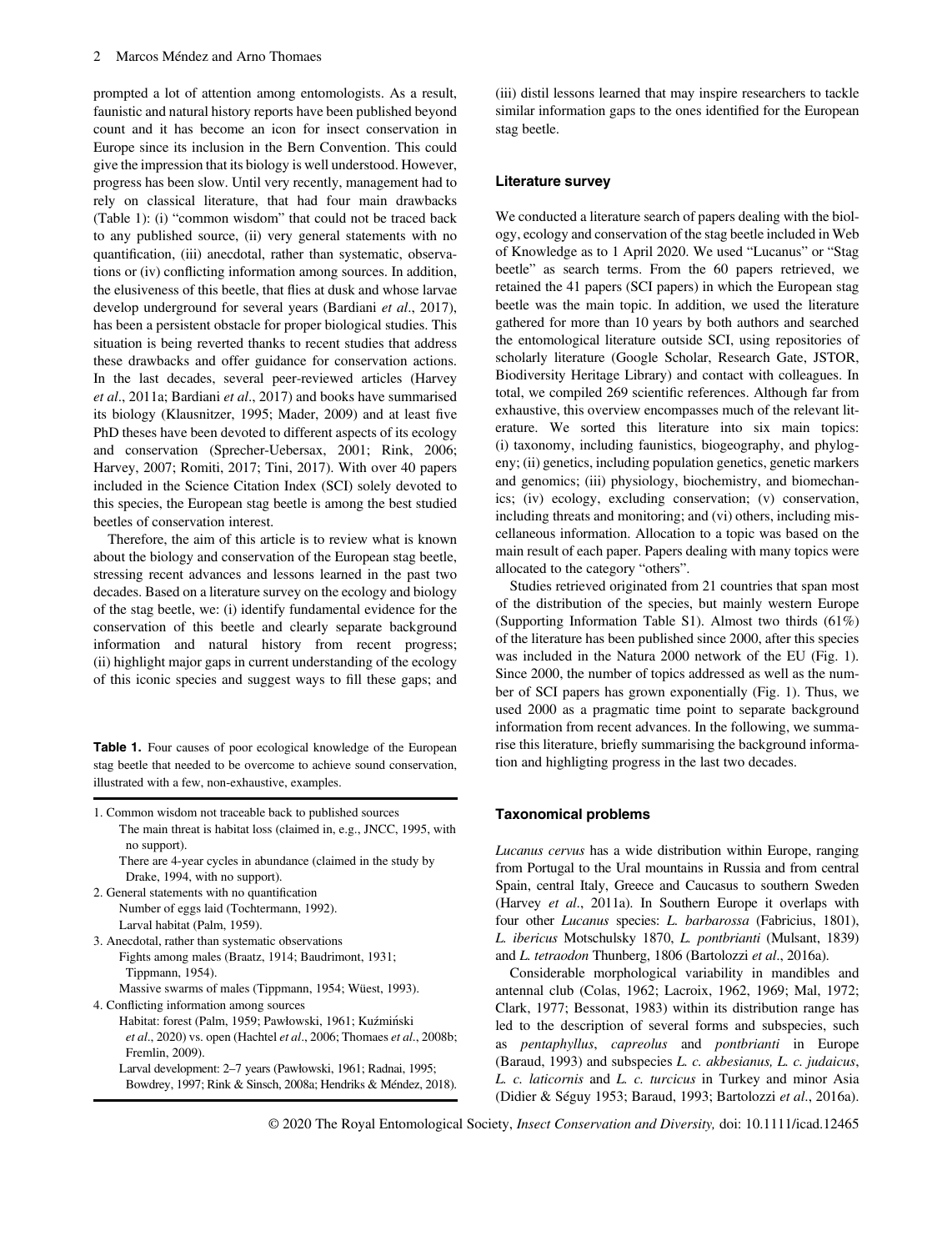prompted a lot of attention among entomologists. As a result, faunistic and natural history reports have been published beyond count and it has become an icon for insect conservation in Europe since its inclusion in the Bern Convention. This could give the impression that its biology is well understood. However, progress has been slow. Until very recently, management had to rely on classical literature, that had four main drawbacks (Table 1): (i) "common wisdom" that could not be traced back to any published source, (ii) very general statements with no quantification, (iii) anecdotal, rather than systematic, observations or (iv) conflicting information among sources. In addition, the elusiveness of this beetle, that flies at dusk and whose larvae develop underground for several years (Bardiani *et al*., 2017), has been a persistent obstacle for proper biological studies. This situation is being reverted thanks to recent studies that address these drawbacks and offer guidance for conservation actions. In the last decades, several peer-reviewed articles (Harvey *et al*., 2011a; Bardiani *et al*., 2017) and books have summarised its biology (Klausnitzer, 1995; Mader, 2009) and at least five PhD theses have been devoted to different aspects of its ecology and conservation (Sprecher-Uebersax, 2001; Rink, 2006; Harvey, 2007; Romiti, 2017; Tini, 2017). With over 40 papers included in the Science Citation Index (SCI) solely devoted to this species, the European stag beetle is among the best studied beetles of conservation interest.

Therefore, the aim of this article is to review what is known about the biology and conservation of the European stag beetle, stressing recent advances and lessons learned in the past two decades. Based on a literature survey on the ecology and biology of the stag beetle, we: (i) identify fundamental evidence for the conservation of this beetle and clearly separate background information and natural history from recent progress; (ii) highlight major gaps in current understanding of the ecology of this iconic species and suggest ways to fill these gaps; and (iii) distil lessons learned that may inspire researchers to tackle similar information gaps to the ones identified for the European stag beetle.

**Table 1.** Four causes of poor ecological knowledge of the European stag beetle that needed to be overcome to achieve sound conservation, illustrated with a few, non-exhaustive, examples.

1. Common wisdom not traceable back to published sources
   - The main threat is habitat loss (claimed in, e.g., JNCC, 1995, with no support).
   - There are 4-year cycles in abundance (claimed in the study by Drake, 1994, with no support).
2. General statements with no quantification
   - Number of eggs laid (Tochtermann, 1992).
   - Larval habitat (Palm, 1959).
3. Anecdotal, rather than systematic observations
   - Fights among males (Braatz, 1914; Baudrimont, 1931; Tippmann, 1954).
   - Massive swarms of males (Tippmann, 1954; Wüest, 1993).
4. Conflicting information among sources
   - Habitat: forest (Palm, 1959; Pawłowski, 1961; Kuźmiński *et al*., 2020) vs. open (Hachtel *et al*., 2006; Thomaes *et al*., 2008b; Fremlin, 2009).
   - Larval development: 2–7 years (Pawłowski, 1961; Radnai, 1995; Bowdrey, 1997; Rink & Sinsch, 2008a; Hendriks & Méndez, 2018).

## Literature survey

We conducted a literature search of papers dealing with the biology, ecology and conservation of the stag beetle included in Web of Knowledge as to 1 April 2020. We used "Lucanus" or "Stag beetle" as search terms. From the 60 papers retrieved, we retained the 41 papers (SCI papers) in which the European stag beetle was the main topic. In addition, we used the literature gathered for more than 10 years by both authors and searched the entomological literature outside SCI, using repositories of scholarly literature (Google Scholar, Research Gate, JSTOR, Biodiversity Heritage Library) and contact with colleagues. In total, we compiled 269 scientific references. Although far from exhaustive, this overview encompasses much of the relevant literature. We sorted this literature into six main topics: (i) taxonomy, including faunistics, biogeography, and phylogeny; (ii) genetics, including population genetics, genetic markers and genomics; (iii) physiology, biochemistry, and biomechanics; (iv) ecology, excluding conservation; (v) conservation, including threats and monitoring; and (vi) others, including miscellaneous information. Allocation to a topic was based on the main result of each paper. Papers dealing with many topics were allocated to the category "others".

Studies retrieved originated from 21 countries that span most of the distribution of the species, but mainly western Europe (Supporting Information Table S1). Almost two thirds (61%) of the literature has been published since 2000, after this species was included in the Natura 2000 network of the EU (Fig. 1). Since 2000, the number of topics addressed as well as the number of SCI papers has grown exponentially (Fig. 1). Thus, we used 2000 as a pragmatic time point to separate background information from recent advances. In the following, we summarise this literature, briefly summarising the background information and highligting progress in the last two decades.

## Taxonomical problems

*Lucanus cervus* has a wide distribution within Europe, ranging from Portugal to the Ural mountains in Russia and from central Spain, central Italy, Greece and Caucasus to southern Sweden (Harvey *et al*., 2011a). In Southern Europe it overlaps with four other *Lucanus* species: *L. barbarossa* (Fabricius, 1801), *L. ibericus* Motschulsky 1870, *L. pontbrianti* (Mulsant, 1839) and *L. tetraodon* Thunberg, 1806 (Bartolozzi *et al*., 2016a).

Considerable morphological variability in mandibles and antennal club (Colas, 1962; Lacroix, 1962, 1969; Mal, 1972; Clark, 1977; Bessonat, 1983) within its distribution range has led to the description of several forms and subspecies, such as *pentaphyllus*, *capreolus* and *pontbrianti* in Europe (Baraud, 1993) and subspecies *L. c. akbesianus, L. c. judaicus*, *L. c. laticornis* and *L. c. turcicus* in Turkey and minor Asia (Didier & Séguy 1953; Baraud, 1993; Bartolozzi *et al*., 2016a).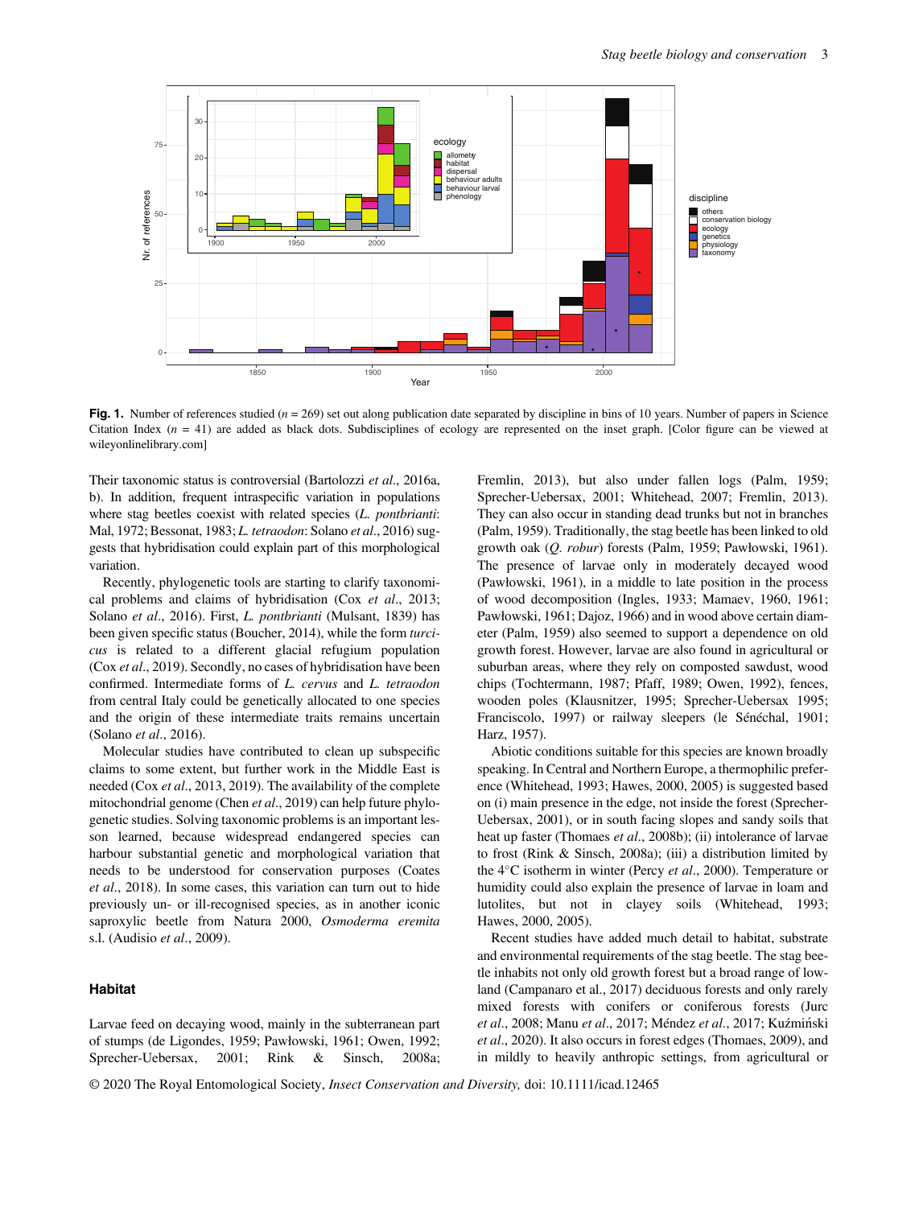**Fig. 1.** Number of references studied ($n$ = 269) set out along publication date separated by discipline in bins of 10 years. Number of papers in Science Citation Index ($n$ = 41) are added as black dots. Subdisciplines of ecology are represented on the inset graph. [Color figure can be viewed at wileyonlinelibrary.com]

Their taxonomic status is controversial (Bartolozzi *et al*., 2016a, b). In addition, frequent intraspecific variation in populations where stag beetles coexist with related species (*L. pontbrianti*: Mal, 1972; Bessonat, 1983; *L. tetraodon*: Solano *et al*., 2016) suggests that hybridisation could explain part of this morphological variation.

Recently, phylogenetic tools are starting to clarify taxonomical problems and claims of hybridisation (Cox *et al*., 2013; Solano *et al*., 2016). First, *L. pontbrianti* (Mulsant, 1839) has been given specific status (Boucher, 2014), while the form *turcicus* is related to a different glacial refugium population (Cox *et al*., 2019). Secondly, no cases of hybridisation have been confirmed. Intermediate forms of *L. cervus* and *L. tetraodon* from central Italy could be genetically allocated to one species and the origin of these intermediate traits remains uncertain (Solano *et al*., 2016).

Molecular studies have contributed to clean up subspecific claims to some extent, but further work in the Middle East is needed (Cox *et al*., 2013, 2019). The availability of the complete mitochondrial genome (Chen *et al*., 2019) can help future phylogenetic studies. Solving taxonomic problems is an important lesson learned, because widespread endangered species can harbour substantial genetic and morphological variation that needs to be understood for conservation purposes (Coates *et al*., 2018). In some cases, this variation can turn out to hide previously un- or ill-recognised species, as in another iconic saproxylic beetle from Natura 2000, *Osmoderma eremita* s.l. (Audisio *et al*., 2009).

## Habitat

Larvae feed on decaying wood, mainly in the subterranean part of stumps (de Ligondes, 1959; Pawłowski, 1961; Owen, 1992; Sprecher-Uebersax, 2001; Rink & Sinsch, 2008a; Fremlin, 2013), but also under fallen logs (Palm, 1959; Sprecher-Uebersax, 2001; Whitehead, 2007; Fremlin, 2013). They can also occur in standing dead trunks but not in branches (Palm, 1959). Traditionally, the stag beetle has been linked to old growth oak (*Q. robur*) forests (Palm, 1959; Pawłowski, 1961). The presence of larvae only in moderately decayed wood (Pawłowski, 1961), in a middle to late position in the process of wood decomposition (Ingles, 1933; Mamaev, 1960, 1961; Pawłowski, 1961; Dajoz, 1966) and in wood above certain diameter (Palm, 1959) also seemed to support a dependence on old growth forest. However, larvae are also found in agricultural or suburban areas, where they rely on composted sawdust, wood chips (Tochtermann, 1987; Pfaff, 1989; Owen, 1992), fences, wooden poles (Klausnitzer, 1995; Sprecher-Uebersax 1995; Franciscolo, 1997) or railway sleepers (le Sénéchal, 1901; Harz, 1957).

Abiotic conditions suitable for this species are known broadly speaking. In Central and Northern Europe, a thermophilic preference (Whitehead, 1993; Hawes, 2000, 2005) is suggested based on (i) main presence in the edge, not inside the forest (Sprecher-Uebersax, 2001), or in south facing slopes and sandy soils that heat up faster (Thomaes *et al*., 2008b); (ii) intolerance of larvae to frost (Rink & Sinsch, 2008a); (iii) a distribution limited by the 4°C isotherm in winter (Percy *et al*., 2000). Temperature or humidity could also explain the presence of larvae in loam and lutolites, but not in clayey soils (Whitehead, 1993; Hawes, 2000, 2005).

Recent studies have added much detail to habitat, substrate and environmental requirements of the stag beetle. The stag beetle inhabits not only old growth forest but a broad range of lowland (Campanaro et al., 2017) deciduous forests and only rarely mixed forests with conifers or coniferous forests (Jurc *et al*., 2008; Manu *et al*., 2017; Méndez *et al*., 2017; Kuźmiński *et al*., 2020). It also occurs in forest edges (Thomaes, 2009), and in mildly to heavily anthropic settings, from agricultural or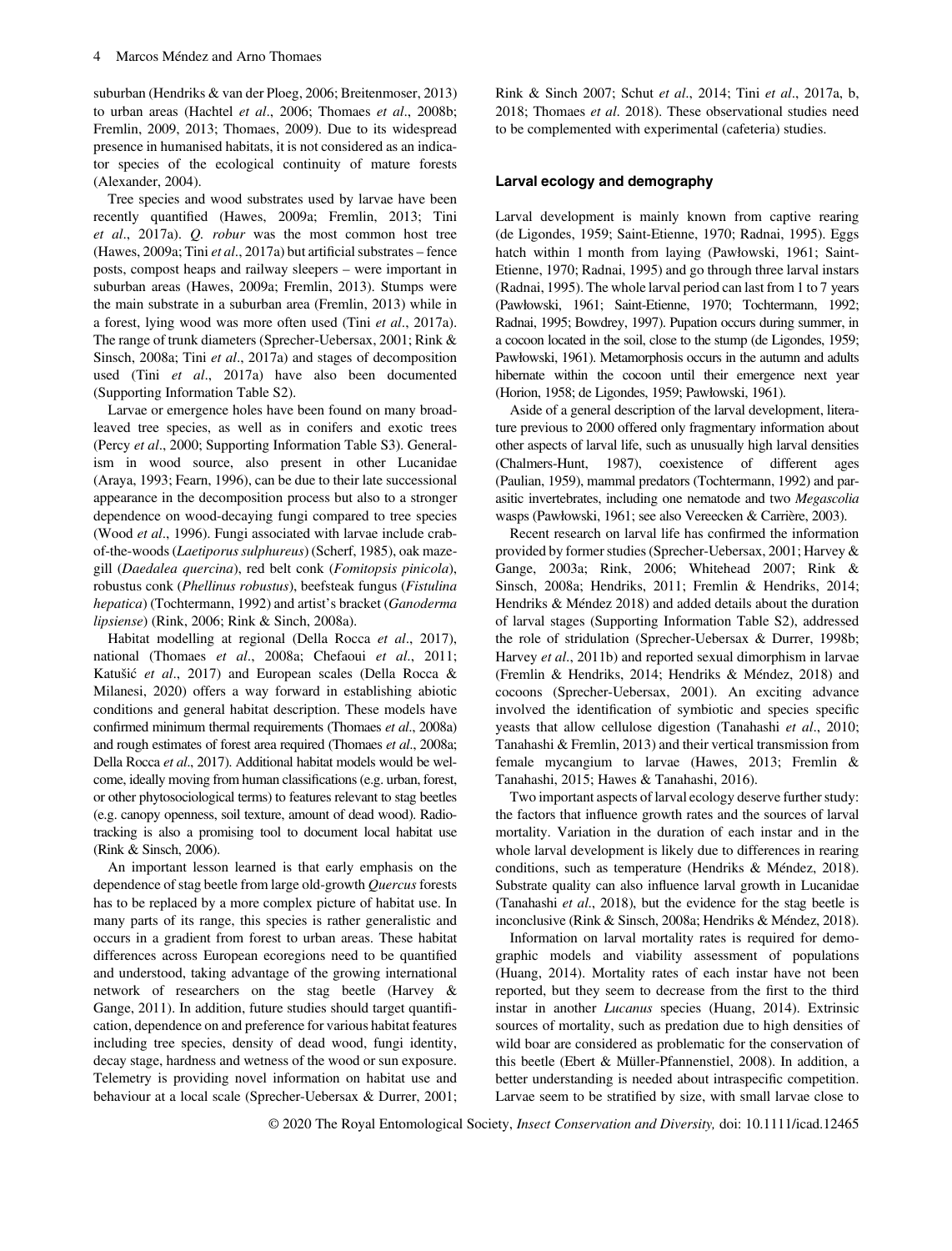suburban (Hendriks & van der Ploeg, 2006; Breitenmoser, 2013) to urban areas (Hachtel *et al*., 2006; Thomaes *et al*., 2008b; Fremlin, 2009, 2013; Thomaes, 2009). Due to its widespread presence in humanised habitats, it is not considered as an indicator species of the ecological continuity of mature forests (Alexander, 2004).

Tree species and wood substrates used by larvae have been recently quantified (Hawes, 2009a; Fremlin, 2013; Tini *et al*., 2017a). *Q. robur* was the most common host tree (Hawes, 2009a; Tini *et al*., 2017a) but artificial substrates – fence posts, compost heaps and railway sleepers – were important in suburban areas (Hawes, 2009a; Fremlin, 2013). Stumps were the main substrate in a suburban area (Fremlin, 2013) while in a forest, lying wood was more often used (Tini *et al*., 2017a). The range of trunk diameters (Sprecher-Uebersax, 2001; Rink & Sinsch, 2008a; Tini *et al*., 2017a) and stages of decomposition used (Tini *et al*., 2017a) have also been documented (Supporting Information Table S2).

Larvae or emergence holes have been found on many broadleaved tree species, as well as in conifers and exotic trees (Percy *et al*., 2000; Supporting Information Table S3). Generalism in wood source, also present in other Lucanidae (Araya, 1993; Fearn, 1996), can be due to their late successional appearance in the decomposition process but also to a stronger dependence on wood-decaying fungi compared to tree species (Wood *et al*., 1996). Fungi associated with larvae include crab-of-the-woods (*Laetiporus sulphureus*) (Scherf, 1985), oak mazegill (*Daedalea quercina*), red belt conk (*Fomitopsis pinicola*), robustus conk (*Phellinus robustus*), beefsteak fungus (*Fistulina hepatica*) (Tochtermann, 1992) and artist's bracket (*Ganoderma lipsiense*) (Rink, 2006; Rink & Sinch, 2008a).

Habitat modelling at regional (Della Rocca *et al*., 2017), national (Thomaes *et al*., 2008a; Chefaoui *et al*., 2011; Katušić *et al*., 2017) and European scales (Della Rocca & Milanesi, 2020) offers a way forward in establishing abiotic conditions and general habitat description. These models have confirmed minimum thermal requirements (Thomaes *et al*., 2008a) and rough estimates of forest area required (Thomaes *et al*., 2008a; Della Rocca *et al*., 2017). Additional habitat models would be welcome, ideally moving from human classifications (e.g. urban, forest, or other phytosociological terms) to features relevant to stag beetles (e.g. canopy openness, soil texture, amount of dead wood). Radio-tracking is also a promising tool to document local habitat use (Rink & Sinsch, 2006).

An important lesson learned is that early emphasis on the dependence of stag beetle from large old-growth *Quercus* forests has to be replaced by a more complex picture of habitat use. In many parts of its range, this species is rather generalistic and occurs in a gradient from forest to urban areas. These habitat differences across European ecoregions need to be quantified and understood, taking advantage of the growing international network of researchers on the stag beetle (Harvey & Gange, 2011). In addition, future studies should target quantification, dependence on and preference for various habitat features including tree species, density of dead wood, fungi identity, decay stage, hardness and wetness of the wood or sun exposure. Telemetry is providing novel information on habitat use and behaviour at a local scale (Sprecher-Uebersax & Durrer, 2001; Rink & Sinch 2007; Schut *et al*., 2014; Tini *et al*., 2017a, b, 2018; Thomaes *et al*. 2018). These observational studies need to be complemented with experimental (cafeteria) studies.

## Larval ecology and demography

Larval development is mainly known from captive rearing (de Ligondes, 1959; Saint-Etienne, 1970; Radnai, 1995). Eggs hatch within 1 month from laying (Pawłowski, 1961; Saint-Etienne, 1970; Radnai, 1995) and go through three larval instars (Radnai, 1995). The whole larval period can last from 1 to 7 years (Pawłowski, 1961; Saint-Etienne, 1970; Tochtermann, 1992; Radnai, 1995; Bowdrey, 1997). Pupation occurs during summer, in a cocoon located in the soil, close to the stump (de Ligondes, 1959; Pawłowski, 1961). Metamorphosis occurs in the autumn and adults hibernate within the cocoon until their emergence next year (Horion, 1958; de Ligondes, 1959; Pawłowski, 1961).

Aside of a general description of the larval development, literature previous to 2000 offered only fragmentary information about other aspects of larval life, such as unusually high larval densities (Chalmers-Hunt, 1987), coexistence of different ages (Paulian, 1959), mammal predators (Tochtermann, 1992) and parasitic invertebrates, including one nematode and two *Megascolia* wasps (Pawłowski, 1961; see also Vereecken & Carrière, 2003).

Recent research on larval life has confirmed the information provided by former studies (Sprecher-Uebersax, 2001; Harvey & Gange, 2003a; Rink, 2006; Whitehead 2007; Rink & Sinsch, 2008a; Hendriks, 2011; Fremlin & Hendriks, 2014; Hendriks & Méndez 2018) and added details about the duration of larval stages (Supporting Information Table S2), addressed the role of stridulation (Sprecher-Uebersax & Durrer, 1998b; Harvey *et al*., 2011b) and reported sexual dimorphism in larvae (Fremlin & Hendriks, 2014; Hendriks & Méndez, 2018) and cocoons (Sprecher-Uebersax, 2001). An exciting advance involved the identification of symbiotic and species specific yeasts that allow cellulose digestion (Tanahashi *et al*., 2010; Tanahashi & Fremlin, 2013) and their vertical transmission from female mycangium to larvae (Hawes, 2013; Fremlin & Tanahashi, 2015; Hawes & Tanahashi, 2016).

Two important aspects of larval ecology deserve further study: the factors that influence growth rates and the sources of larval mortality. Variation in the duration of each instar and in the whole larval development is likely due to differences in rearing conditions, such as temperature (Hendriks & Méndez, 2018). Substrate quality can also influence larval growth in Lucanidae (Tanahashi *et al*., 2018), but the evidence for the stag beetle is inconclusive (Rink & Sinsch, 2008a; Hendriks & Méndez, 2018).

Information on larval mortality rates is required for demographic models and viability assessment of populations (Huang, 2014). Mortality rates of each instar have not been reported, but they seem to decrease from the first to the third instar in another *Lucanus* species (Huang, 2014). Extrinsic sources of mortality, such as predation due to high densities of wild boar are considered as problematic for the conservation of this beetle (Ebert & Müller-Pfannenstiel, 2008). In addition, a better understanding is needed about intraspecific competition. Larvae seem to be stratified by size, with small larvae close to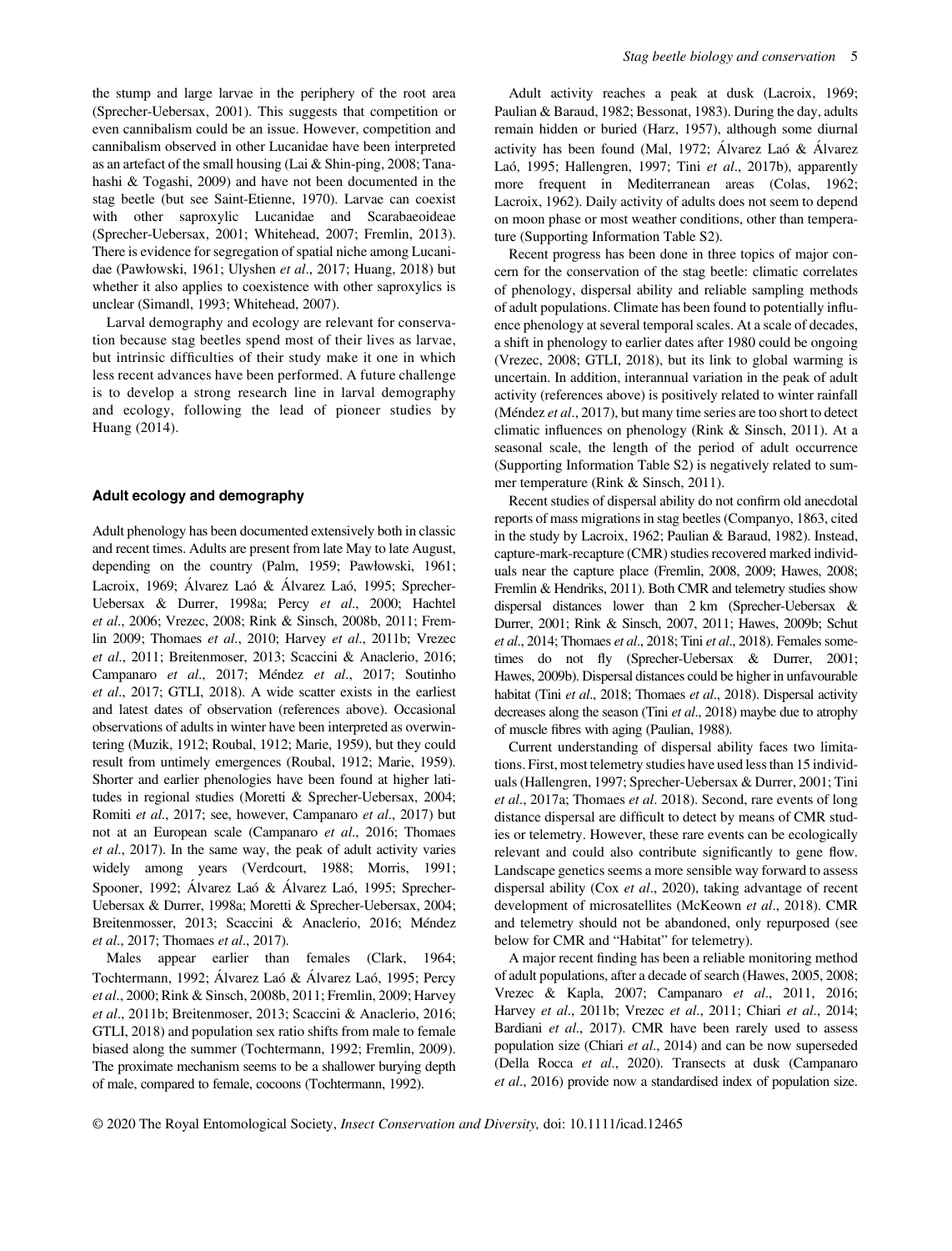the stump and large larvae in the periphery of the root area (Sprecher-Uebersax, 2001). This suggests that competition or even cannibalism could be an issue. However, competition and cannibalism observed in other Lucanidae have been interpreted as an artefact of the small housing (Lai & Shin-ping, 2008; Tanahashi & Togashi, 2009) and have not been documented in the stag beetle (but see Saint-Etienne, 1970). Larvae can coexist with other saproxylic Lucanidae and Scarabaeoideae (Sprecher-Uebersax, 2001; Whitehead, 2007; Fremlin, 2013). There is evidence for segregation of spatial niche among Lucanidae (Pawłowski, 1961; Ulyshen *et al*., 2017; Huang, 2018) but whether it also applies to coexistence with other saproxylics is unclear (Simandl, 1993; Whitehead, 2007).

Larval demography and ecology are relevant for conservation because stag beetles spend most of their lives as larvae, but intrinsic difficulties of their study make it one in which less recent advances have been performed. A future challenge is to develop a strong research line in larval demography and ecology, following the lead of pioneer studies by Huang (2014).

## Adult ecology and demography

Adult phenology has been documented extensively both in classic and recent times. Adults are present from late May to late August, depending on the country (Palm, 1959; Pawłowski, 1961; Lacroix, 1969; Álvarez Laó & Álvarez Laó, 1995; Sprecher-Uebersax & Durrer, 1998a; Percy *et al*., 2000; Hachtel *et al*., 2006; Vrezec, 2008; Rink & Sinsch, 2008b, 2011; Fremlin 2009; Thomaes *et al*., 2010; Harvey *et al*., 2011b; Vrezec *et al*., 2011; Breitenmoser, 2013; Scaccini & Anaclerio, 2016; Campanaro *et al*., 2017; Méndez *et al*., 2017; Soutinho *et al*., 2017; GTLI, 2018). A wide scatter exists in the earliest and latest dates of observation (references above). Occasional observations of adults in winter have been interpreted as overwintering (Muzik, 1912; Roubal, 1912; Marie, 1959), but they could result from untimely emergences (Roubal, 1912; Marie, 1959). Shorter and earlier phenologies have been found at higher latitudes in regional studies (Moretti & Sprecher-Uebersax, 2004; Romiti *et al*., 2017; see, however, Campanaro *et al*., 2017) but not at an European scale (Campanaro *et al*., 2016; Thomaes *et al*., 2017). In the same way, the peak of adult activity varies widely among years (Verdcourt, 1988; Morris, 1991; Spooner, 1992; Álvarez Laó & Álvarez Laó, 1995; Sprecher-Uebersax & Durrer, 1998a; Moretti & Sprecher-Uebersax, 2004; Breitenmosser, 2013; Scaccini & Anaclerio, 2016; Méndez *et al*., 2017; Thomaes *et al*., 2017).

Males appear earlier than females (Clark, 1964; Tochtermann, 1992; Álvarez Laó & Álvarez Laó, 1995; Percy *et al*., 2000; Rink & Sinsch, 2008b, 2011; Fremlin, 2009; Harvey *et al*., 2011b; Breitenmoser, 2013; Scaccini & Anaclerio, 2016; GTLI, 2018) and population sex ratio shifts from male to female biased along the summer (Tochtermann, 1992; Fremlin, 2009). The proximate mechanism seems to be a shallower burying depth of male, compared to female, cocoons (Tochtermann, 1992).

Adult activity reaches a peak at dusk (Lacroix, 1969; Paulian & Baraud, 1982; Bessonat, 1983). During the day, adults remain hidden or buried (Harz, 1957), although some diurnal activity has been found (Mal, 1972; Álvarez Laó & Álvarez Laó, 1995; Hallengren, 1997; Tini *et al*., 2017b), apparently more frequent in Mediterranean areas (Colas, 1962; Lacroix, 1962). Daily activity of adults does not seem to depend on moon phase or most weather conditions, other than temperature (Supporting Information Table S2).

Recent progress has been done in three topics of major concern for the conservation of the stag beetle: climatic correlates of phenology, dispersal ability and reliable sampling methods of adult populations. Climate has been found to potentially influence phenology at several temporal scales. At a scale of decades, a shift in phenology to earlier dates after 1980 could be ongoing (Vrezec, 2008; GTLI, 2018), but its link to global warming is uncertain. In addition, interannual variation in the peak of adult activity (references above) is positively related to winter rainfall (Méndez *et al*., 2017), but many time series are too short to detect climatic influences on phenology (Rink & Sinsch, 2011). At a seasonal scale, the length of the period of adult occurrence (Supporting Information Table S2) is negatively related to summer temperature (Rink & Sinsch, 2011).

Recent studies of dispersal ability do not confirm old anecdotal reports of mass migrations in stag beetles (Companyo, 1863, cited in the study by Lacroix, 1962; Paulian & Baraud, 1982). Instead, capture-mark-recapture (CMR) studies recovered marked individuals near the capture place (Fremlin, 2008, 2009; Hawes, 2008; Fremlin & Hendriks, 2011). Both CMR and telemetry studies show dispersal distances lower than 2 km (Sprecher-Uebersax & Durrer, 2001; Rink & Sinsch, 2007, 2011; Hawes, 2009b; Schut *et al*., 2014; Thomaes *et al*., 2018; Tini *et al*., 2018). Females sometimes do not fly (Sprecher-Uebersax & Durrer, 2001; Hawes, 2009b). Dispersal distances could be higher in unfavourable habitat (Tini *et al*., 2018; Thomaes *et al*., 2018). Dispersal activity decreases along the season (Tini *et al*., 2018) maybe due to atrophy of muscle fibres with aging (Paulian, 1988).

Current understanding of dispersal ability faces two limitations. First, most telemetry studies have used less than 15 individuals (Hallengren, 1997; Sprecher-Uebersax & Durrer, 2001; Tini *et al*., 2017a; Thomaes *et al*. 2018). Second, rare events of long distance dispersal are difficult to detect by means of CMR studies or telemetry. However, these rare events can be ecologically relevant and could also contribute significantly to gene flow. Landscape genetics seems a more sensible way forward to assess dispersal ability (Cox *et al*., 2020), taking advantage of recent development of microsatellites (McKeown *et al*., 2018). CMR and telemetry should not be abandoned, only repurposed (see below for CMR and "Habitat" for telemetry).

A major recent finding has been a reliable monitoring method of adult populations, after a decade of search (Hawes, 2005, 2008; Vrezec & Kapla, 2007; Campanaro *et al*., 2011, 2016; Harvey *et al*., 2011b; Vrezec *et al*., 2011; Chiari *et al*., 2014; Bardiani *et al*., 2017). CMR have been rarely used to assess population size (Chiari *et al*., 2014) and can be now superseded (Della Rocca *et al*., 2020). Transects at dusk (Campanaro *et al*., 2016) provide now a standardised index of population size.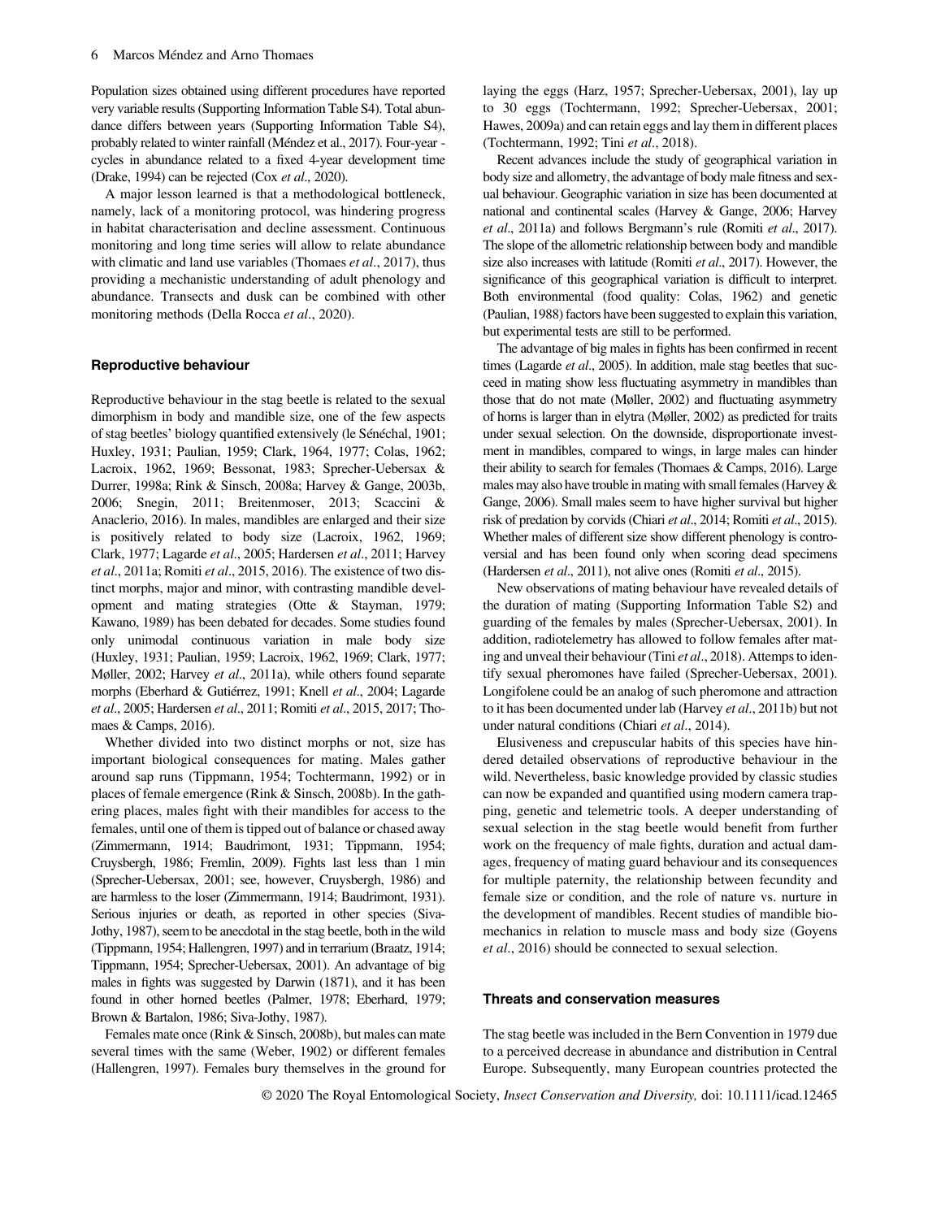Population sizes obtained using different procedures have reported very variable results (Supporting Information Table S4). Total abundance differs between years (Supporting Information Table S4), probably related to winter rainfall (Méndez et al., 2017). Four-year - cycles in abundance related to a fixed 4-year development time (Drake, 1994) can be rejected (Cox *et al*., 2020).

A major lesson learned is that a methodological bottleneck, namely, lack of a monitoring protocol, was hindering progress in habitat characterisation and decline assessment. Continuous monitoring and long time series will allow to relate abundance with climatic and land use variables (Thomaes *et al*., 2017), thus providing a mechanistic understanding of adult phenology and abundance. Transects and dusk can be combined with other monitoring methods (Della Rocca *et al*., 2020).

### Reproductive behaviour

Reproductive behaviour in the stag beetle is related to the sexual dimorphism in body and mandible size, one of the few aspects of stag beetles' biology quantified extensively (le Sénéchal, 1901; Huxley, 1931; Paulian, 1959; Clark, 1964, 1977; Colas, 1962; Lacroix, 1962, 1969; Bessonat, 1983; Sprecher-Uebersax & Durrer, 1998a; Rink & Sinsch, 2008a; Harvey & Gange, 2003b, 2006; Snegin, 2011; Breitenmoser, 2013; Scaccini & Anaclerio, 2016). In males, mandibles are enlarged and their size is positively related to body size (Lacroix, 1962, 1969; Clark, 1977; Lagarde *et al*., 2005; Hardersen *et al*., 2011; Harvey *et al*., 2011a; Romiti *et al*., 2015, 2016). The existence of two distinct morphs, major and minor, with contrasting mandible development and mating strategies (Otte & Stayman, 1979; Kawano, 1989) has been debated for decades. Some studies found only unimodal continuous variation in male body size (Huxley, 1931; Paulian, 1959; Lacroix, 1962, 1969; Clark, 1977; Møller, 2002; Harvey *et al*., 2011a), while others found separate morphs (Eberhard & Gutiérrez, 1991; Knell *et al*., 2004; Lagarde *et al*., 2005; Hardersen *et al*., 2011; Romiti *et al*., 2015, 2017; Thomaes & Camps, 2016).

Whether divided into two distinct morphs or not, size has important biological consequences for mating. Males gather around sap runs (Tippmann, 1954; Tochtermann, 1992) or in places of female emergence (Rink & Sinsch, 2008b). In the gathering places, males fight with their mandibles for access to the females, until one of them is tipped out of balance or chased away (Zimmermann, 1914; Baudrimont, 1931; Tippmann, 1954; Cruysbergh, 1986; Fremlin, 2009). Fights last less than 1 min (Sprecher-Uebersax, 2001; see, however, Cruysbergh, 1986) and are harmless to the loser (Zimmermann, 1914; Baudrimont, 1931). Serious injuries or death, as reported in other species (Siva-Jothy, 1987), seem to be anecdotal in the stag beetle, both in the wild (Tippmann, 1954; Hallengren, 1997) and in terrarium (Braatz, 1914; Tippmann, 1954; Sprecher-Uebersax, 2001). An advantage of big males in fights was suggested by Darwin (1871), and it has been found in other horned beetles (Palmer, 1978; Eberhard, 1979; Brown & Bartalon, 1986; Siva-Jothy, 1987).

Females mate once (Rink & Sinsch, 2008b), but males can mate several times with the same (Weber, 1902) or different females (Hallengren, 1997). Females bury themselves in the ground for laying the eggs (Harz, 1957; Sprecher-Uebersax, 2001), lay up to 30 eggs (Tochtermann, 1992; Sprecher-Uebersax, 2001; Hawes, 2009a) and can retain eggs and lay them in different places (Tochtermann, 1992; Tini *et al*., 2018).

Recent advances include the study of geographical variation in body size and allometry, the advantage of body male fitness and sexual behaviour. Geographic variation in size has been documented at national and continental scales (Harvey & Gange, 2006; Harvey *et al*., 2011a) and follows Bergmann's rule (Romiti *et al*., 2017). The slope of the allometric relationship between body and mandible size also increases with latitude (Romiti *et al*., 2017). However, the significance of this geographical variation is difficult to interpret. Both environmental (food quality: Colas, 1962) and genetic (Paulian, 1988) factors have been suggested to explain this variation, but experimental tests are still to be performed.

The advantage of big males in fights has been confirmed in recent times (Lagarde *et al*., 2005). In addition, male stag beetles that succeed in mating show less fluctuating asymmetry in mandibles than those that do not mate (Møller, 2002) and fluctuating asymmetry of horns is larger than in elytra (Møller, 2002) as predicted for traits under sexual selection. On the downside, disproportionate investment in mandibles, compared to wings, in large males can hinder their ability to search for females (Thomaes & Camps, 2016). Large males may also have trouble in mating with small females (Harvey & Gange, 2006). Small males seem to have higher survival but higher risk of predation by corvids (Chiari *et al*., 2014; Romiti *et al*., 2015). Whether males of different size show different phenology is controversial and has been found only when scoring dead specimens (Hardersen *et al*., 2011), not alive ones (Romiti *et al*., 2015).

New observations of mating behaviour have revealed details of the duration of mating (Supporting Information Table S2) and guarding of the females by males (Sprecher-Uebersax, 2001). In addition, radiotelemetry has allowed to follow females after mating and unveal their behaviour (Tini *et al*., 2018). Attemps to identify sexual pheromones have failed (Sprecher-Uebersax, 2001). Longifolene could be an analog of such pheromone and attraction to it has been documented under lab (Harvey *et al*., 2011b) but not under natural conditions (Chiari *et al*., 2014).

Elusiveness and crepuscular habits of this species have hindered detailed observations of reproductive behaviour in the wild. Nevertheless, basic knowledge provided by classic studies can now be expanded and quantified using modern camera trapping, genetic and telemetric tools. A deeper understanding of sexual selection in the stag beetle would benefit from further work on the frequency of male fights, duration and actual damages, frequency of mating guard behaviour and its consequences for multiple paternity, the relationship between fecundity and female size or condition, and the role of nature vs. nurture in the development of mandibles. Recent studies of mandible biomechanics in relation to muscle mass and body size (Goyens *et al*., 2016) should be connected to sexual selection.

### Threats and conservation measures

The stag beetle was included in the Bern Convention in 1979 due to a perceived decrease in abundance and distribution in Central Europe. Subsequently, many European countries protected the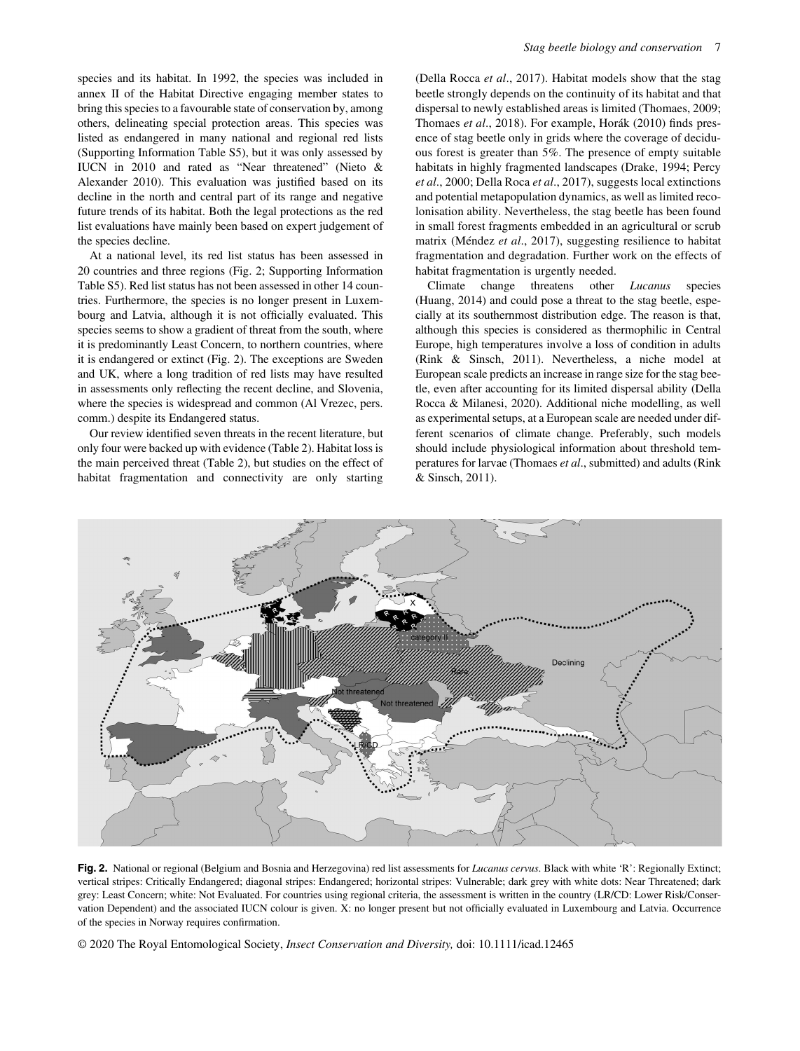species and its habitat. In 1992, the species was included in annex II of the Habitat Directive engaging member states to bring this species to a favourable state of conservation by, among others, delineating special protection areas. This species was listed as endangered in many national and regional red lists (Supporting Information Table S5), but it was only assessed by IUCN in 2010 and rated as "Near threatened" (Nieto & Alexander 2010). This evaluation was justified based on its decline in the north and central part of its range and negative future trends of its habitat. Both the legal protections as the red list evaluations have mainly been based on expert judgement of the species decline.

At a national level, its red list status has been assessed in 20 countries and three regions (Fig. 2; Supporting Information Table S5). Red list status has not been assessed in other 14 countries. Furthermore, the species is no longer present in Luxembourg and Latvia, although it is not officially evaluated. This species seems to show a gradient of threat from the south, where it is predominantly Least Concern, to northern countries, where it is endangered or extinct (Fig. 2). The exceptions are Sweden and UK, where a long tradition of red lists may have resulted in assessments only reflecting the recent decline, and Slovenia, where the species is widespread and common (Al Vrezec, pers. comm.) despite its Endangered status.

Our review identified seven threats in the recent literature, but only four were backed up with evidence (Table 2). Habitat loss is the main perceived threat (Table 2), but studies on the effect of habitat fragmentation and connectivity are only starting (Della Rocca *et al*., 2017). Habitat models show that the stag beetle strongly depends on the continuity of its habitat and that dispersal to newly established areas is limited (Thomaes, 2009; Thomaes *et al*., 2018). For example, Horák (2010) finds presence of stag beetle only in grids where the coverage of deciduous forest is greater than 5%. The presence of empty suitable habitats in highly fragmented landscapes (Drake, 1994; Percy *et al*., 2000; Della Roca *et al*., 2017), suggests local extinctions and potential metapopulation dynamics, as well as limited recolonisation ability. Nevertheless, the stag beetle has been found in small forest fragments embedded in an agricultural or scrub matrix (Méndez *et al*., 2017), suggesting resilience to habitat fragmentation and degradation. Further work on the effects of habitat fragmentation is urgently needed.

Climate change threatens other *Lucanus* species (Huang, 2014) and could pose a threat to the stag beetle, especially at its southernmost distribution edge. The reason is that, although this species is considered as thermophilic in Central Europe, high temperatures involve a loss of condition in adults (Rink & Sinsch, 2011). Nevertheless, a niche model at European scale predicts an increase in range size for the stag beetle, even after accounting for its limited dispersal ability (Della Rocca & Milanesi, 2020). Additional niche modelling, as well as experimental setups, at a European scale are needed under different scenarios of climate change. Preferably, such models should include physiological information about threshold temperatures for larvae (Thomaes *et al*., submitted) and adults (Rink & Sinsch, 2011).

**Fig. 2.** National or regional (Belgium and Bosnia and Herzegovina) red list assessments for *Lucanus cervus*. Black with white 'R': Regionally Extinct; vertical stripes: Critically Endangered; diagonal stripes: Endangered; horizontal stripes: Vulnerable; dark grey with white dots: Near Threatened; dark grey: Least Concern; white: Not Evaluated. For countries using regional criteria, the assessment is written in the country (LR/CD: Lower Risk/Conservation Dependent) and the associated IUCN colour is given. X: no longer present but not officially evaluated in Luxembourg and Latvia. Occurrence of the species in Norway requires confirmation.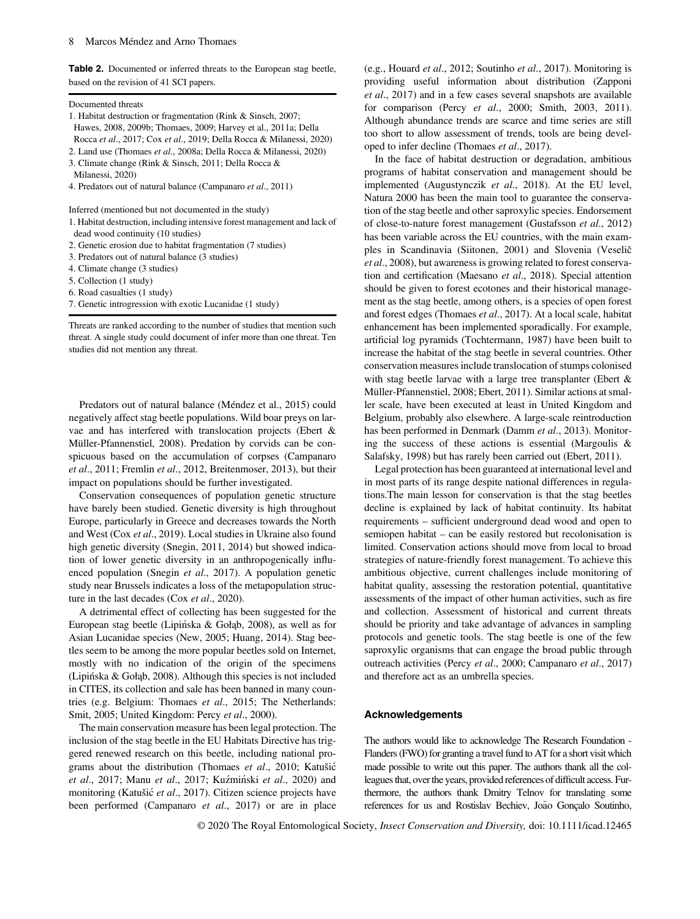**Table 2.** Documented or inferred threats to the European stag beetle, based on the revision of 41 SCI papers.

Documented threats

1. Habitat destruction or fragmentation (Rink & Sinsch, 2007; Hawes, 2008, 2009b; Thomaes, 2009; Harvey et al., 2011a; Della Rocca *et al*., 2017; Cox *et al*., 2019; Della Rocca & Milanessi, 2020)
2. Land use (Thomaes *et al*., 2008a; Della Rocca & Milanessi, 2020)
3. Climate change (Rink & Sinsch, 2011; Della Rocca & Milanessi, 2020)
4. Predators out of natural balance (Campanaro *et al*., 2011)

Inferred (mentioned but not documented in the study)

1. Habitat destruction, including intensive forest management and lack of dead wood continuity (10 studies)
2. Genetic erosion due to habitat fragmentation (7 studies)
3. Predators out of natural balance (3 studies)
4. Climate change (3 studies)
5. Collection (1 study)
6. Road casualties (1 study)
7. Genetic introgression with exotic Lucanidae (1 study)

Threats are ranked according to the number of studies that mention such threat. A single study could document of infer more than one threat. Ten studies did not mention any threat.

Predators out of natural balance (Méndez et al., 2015) could negatively affect stag beetle populations. Wild boar preys on larvae and has interfered with translocation projects (Ebert & Müller-Pfannenstiel, 2008). Predation by corvids can be conspicuous based on the accumulation of corpses (Campanaro *et al*., 2011; Fremlin *et al*., 2012, Breitenmoser, 2013), but their impact on populations should be further investigated.

Conservation consequences of population genetic structure have barely been studied. Genetic diversity is high throughout Europe, particularly in Greece and decreases towards the North and West (Cox *et al*., 2019). Local studies in Ukraine also found high genetic diversity (Snegin, 2011, 2014) but showed indication of lower genetic diversity in an anthropogenically influenced population (Snegin *et al*., 2017). A population genetic study near Brussels indicates a loss of the metapopulation structure in the last decades (Cox *et al*., 2020).

A detrimental effect of collecting has been suggested for the European stag beetle (Lipińska & Gołąb, 2008), as well as for Asian Lucanidae species (New, 2005; Huang, 2014). Stag beetles seem to be among the more popular beetles sold on Internet, mostly with no indication of the origin of the specimens (Lipińska & Gołąb, 2008). Although this species is not included in CITES, its collection and sale has been banned in many countries (e.g. Belgium: Thomaes *et al*., 2015; The Netherlands: Smit, 2005; United Kingdom: Percy *et al*., 2000).

The main conservation measure has been legal protection. The inclusion of the stag beetle in the EU Habitats Directive has triggered renewed research on this beetle, including national programs about the distribution (Thomaes *et al*., 2010; Katušić *et al*., 2017; Manu *et al*., 2017; Kuźmiński *et al*., 2020) and monitoring (Katušić *et al*., 2017). Citizen science projects have been performed (Campanaro *et al*., 2017) or are in place (e.g., Houard *et al*., 2012; Soutinho *et al*., 2017). Monitoring is providing useful information about distribution (Zapponi *et al*., 2017) and in a few cases several snapshots are available for comparison (Percy *et al*., 2000; Smith, 2003, 2011). Although abundance trends are scarce and time series are still too short to allow assessment of trends, tools are being developed to infer decline (Thomaes *et al*., 2017).

In the face of habitat destruction or degradation, ambitious programs of habitat conservation and management should be implemented (Augustynczik *et al*., 2018). At the EU level, Natura 2000 has been the main tool to guarantee the conservation of the stag beetle and other saproxylic species. Endorsement of close-to-nature forest management (Gustafsson *et al*., 2012) has been variable across the EU countries, with the main examples in Scandinavia (Siitonen, 2001) and Slovenia (Veselič *et al*., 2008), but awareness is growing related to forest conservation and certification (Maesano *et al*., 2018). Special attention should be given to forest ecotones and their historical management as the stag beetle, among others, is a species of open forest and forest edges (Thomaes *et al*., 2017). At a local scale, habitat enhancement has been implemented sporadically. For example, artificial log pyramids (Tochtermann, 1987) have been built to increase the habitat of the stag beetle in several countries. Other conservation measures include translocation of stumps colonised with stag beetle larvae with a large tree transplanter (Ebert & Müller-Pfannenstiel, 2008; Ebert, 2011). Similar actions at smaller scale, have been executed at least in United Kingdom and Belgium, probably also elsewhere. A large-scale reintroduction has been performed in Denmark (Damm *et al*., 2013). Monitoring the success of these actions is essential (Margoulis & Salafsky, 1998) but has rarely been carried out (Ebert, 2011).

Legal protection has been guaranteed at international level and in most parts of its range despite national differences in regulations.The main lesson for conservation is that the stag beetles decline is explained by lack of habitat continuity. Its habitat requirements – sufficient underground dead wood and open to semiopen habitat – can be easily restored but recolonisation is limited. Conservation actions should move from local to broad strategies of nature-friendly forest management. To achieve this ambitious objective, current challenges include monitoring of habitat quality, assessing the restoration potential, quantitative assessments of the impact of other human activities, such as fire and collection. Assessment of historical and current threats should be priority and take advantage of advances in sampling protocols and genetic tools. The stag beetle is one of the few saproxylic organisms that can engage the broad public through outreach activities (Percy *et al*., 2000; Campanaro *et al*., 2017) and therefore act as an umbrella species.

## Acknowledgements

The authors would like to acknowledge The Research Foundation - Flanders (FWO) for granting a travel fund to AT for a short visit which made possible to write out this paper. The authors thank all the colleagues that, over the years, provided references of difficult access. Furthermore, the authors thank Dmitry Telnov for translating some references for us and Rostislav Bechiev, João Gonçalo Soutinho,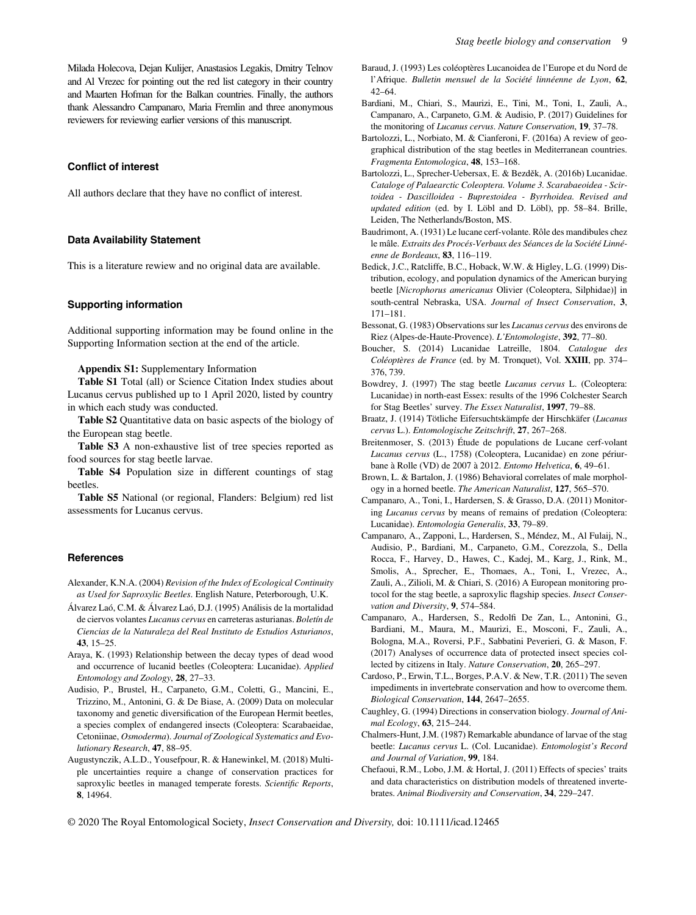Milada Holecova, Dejan Kulijer, Anastasios Legakis, Dmitry Telnov and Al Vrezec for pointing out the red list category in their country and Maarten Hofman for the Balkan countries. Finally, the authors thank Alessandro Campanaro, Maria Fremlin and three anonymous reviewers for reviewing earlier versions of this manuscript.

## Conflict of interest

All authors declare that they have no conflict of interest.

## Data Availability Statement

This is a literature rewiew and no original data are available.

## Supporting information

Additional supporting information may be found online in the Supporting Information section at the end of the article.

**Appendix S1:** Supplementary Information

**Table S1** Total (all) or Science Citation Index studies about Lucanus cervus published up to 1 April 2020, listed by country in which each study was conducted.

**Table S2** Quantitative data on basic aspects of the biology of the European stag beetle.

**Table S3** A non-exhaustive list of tree species reported as food sources for stag beetle larvae.

**Table S4** Population size in different countings of stag beetles.

**Table S5** National (or regional, Flanders: Belgium) red list assessments for Lucanus cervus.

## References

Alexander, K.N.A. (2004) *Revision of the Index of Ecological Continuity as Used for Saproxylic Beetles*. English Nature, Peterborough, U.K.

Álvarez Laó, C.M. & Álvarez Laó, D.J. (1995) Análisis de la mortalidad de ciervos volantes *Lucanus cervus* en carreteras asturianas. *Boletín de Ciencias de la Naturaleza del Real Instituto de Estudios Asturianos*, **43**, 15–25.

Araya, K. (1993) Relationship between the decay types of dead wood and occurrence of lucanid beetles (Coleoptera: Lucanidae). *Applied Entomology and Zoology*, **28**, 27–33.

Audisio, P., Brustel, H., Carpaneto, G.M., Coletti, G., Mancini, E., Trizzino, M., Antonini, G. & De Biase, A. (2009) Data on molecular taxonomy and genetic diversification of the European Hermit beetles, a species complex of endangered insects (Coleoptera: Scarabaeidae, Cetoniinae, *Osmoderma*). *Journal of Zoological Systematics and Evolutionary Research*, **47**, 88–95.

Augustynczik, A.L.D., Yousefpour, R. & Hanewinkel, M. (2018) Multiple uncertainties require a change of conservation practices for saproxylic beetles in managed temperate forests. *Scientific Reports*, **8**, 14964.

Baraud, J. (1993) Les coléoptères Lucanoidea de l'Europe et du Nord de l'Afrique. *Bulletin mensuel de la Société linnéenne de Lyon*, **62**, 42–64.

Bardiani, M., Chiari, S., Maurizi, E., Tini, M., Toni, I., Zauli, A., Campanaro, A., Carpaneto, G.M. & Audisio, P. (2017) Guidelines for the monitoring of *Lucanus cervus*. *Nature Conservation*, **19**, 37–78.

Bartolozzi, L., Norbiato, M. & Cianferoni, F. (2016a) A review of geographical distribution of the stag beetles in Mediterranean countries. *Fragmenta Entomologica*, **48**, 153–168.

Bartolozzi, L., Sprecher-Uebersax, E. & Bezděk, A. (2016b) Lucanidae. *Cataloge of Palaearctic Coleoptera. Volume 3. Scarabaeoidea - Scirtoidea - Dascilloidea - Buprestoidea - Byrrhoidea. Revised and updated edition* (ed. by I. Löbl and D. Löbl), pp. 58–84. Brille, Leiden, The Netherlands/Boston, MS.

Baudrimont, A. (1931) Le lucane cerf-volante. Rôle des mandibules chez le mâle. *Extraits des Procés-Verbaux des Séances de la Société Linnéenne de Bordeaux*, **83**, 116–119.

Bedick, J.C., Ratcliffe, B.C., Hoback, W.W. & Higley, L.G. (1999) Distribution, ecology, and population dynamics of the American burying beetle [*Nicrophorus americanus* Olivier (Coleoptera, Silphidae)] in south-central Nebraska, USA. *Journal of Insect Conservation*, **3**, 171–181.

Bessonat, G. (1983) Observations sur les *Lucanus cervus* des environs de Riez (Alpes-de-Haute-Provence). *L'Entomologiste*, **392**, 77–80.

Boucher, S. (2014) Lucanidae Latreille, 1804. *Catalogue des Coléoptères de France* (ed. by M. Tronquet), Vol. **XXIII**, pp. 374–376, 739.

Bowdrey, J. (1997) The stag beetle *Lucanus cervus* L. (Coleoptera: Lucanidae) in north-east Essex: results of the 1996 Colchester Search for Stag Beetles' survey. *The Essex Naturalist*, **1997**, 79–88.

Braatz, J. (1914) Tötliche Eifersuchtskämpfe der Hirschkäfer (*Lucanus cervus* L.). *Entomologische Zeitschrift*, **27**, 267–268.

Breitenmoser, S. (2013) Étude de populations de Lucane cerf-volant *Lucanus cervus* (L., 1758) (Coleoptera, Lucanidae) en zone périurbane à Rolle (VD) de 2007 à 2012. *Entomo Helvetica*, **6**, 49–61.

Brown, L. & Bartalon, J. (1986) Behavioral correlates of male morphology in a horned beetle. *The American Naturalist*, **127**, 565–570.

Campanaro, A., Toni, I., Hardersen, S. & Grasso, D.A. (2011) Monitoring *Lucanus cervus* by means of remains of predation (Coleoptera: Lucanidae). *Entomologia Generalis*, **33**, 79–89.

Campanaro, A., Zapponi, L., Hardersen, S., Méndez, M., Al Fulaij, N., Audisio, P., Bardiani, M., Carpaneto, G.M., Corezzola, S., Della Rocca, F., Harvey, D., Hawes, C., Kadej, M., Karg, J., Rink, M., Smolis, A., Sprecher, E., Thomaes, A., Toni, I., Vrezec, A., Zauli, A., Zilioli, M. & Chiari, S. (2016) A European monitoring protocol for the stag beetle, a saproxylic flagship species. *Insect Conservation and Diversity*, **9**, 574–584.

Campanaro, A., Hardersen, S., Redolfi De Zan, L., Antonini, G., Bardiani, M., Maura, M., Maurizi, E., Mosconi, F., Zauli, A., Bologna, M.A., Roversi, P.F., Sabbatini Peverieri, G. & Mason, F. (2017) Analyses of occurrence data of protected insect species collected by citizens in Italy. *Nature Conservation*, **20**, 265–297.

Cardoso, P., Erwin, T.L., Borges, P.A.V. & New, T.R. (2011) The seven impediments in invertebrate conservation and how to overcome them. *Biological Conservation*, **144**, 2647–2655.

Caughley, G. (1994) Directions in conservation biology. *Journal of Animal Ecology*, **63**, 215–244.

Chalmers-Hunt, J.M. (1987) Remarkable abundance of larvae of the stag beetle: *Lucanus cervus* L. (Col. Lucanidae). *Entomologist's Record and Journal of Variation*, **99**, 184.

Chefaoui, R.M., Lobo, J.M. & Hortal, J. (2011) Effects of species' traits and data characteristics on distribution models of threatened invertebrates. *Animal Biodiversity and Conservation*, **34**, 229–247.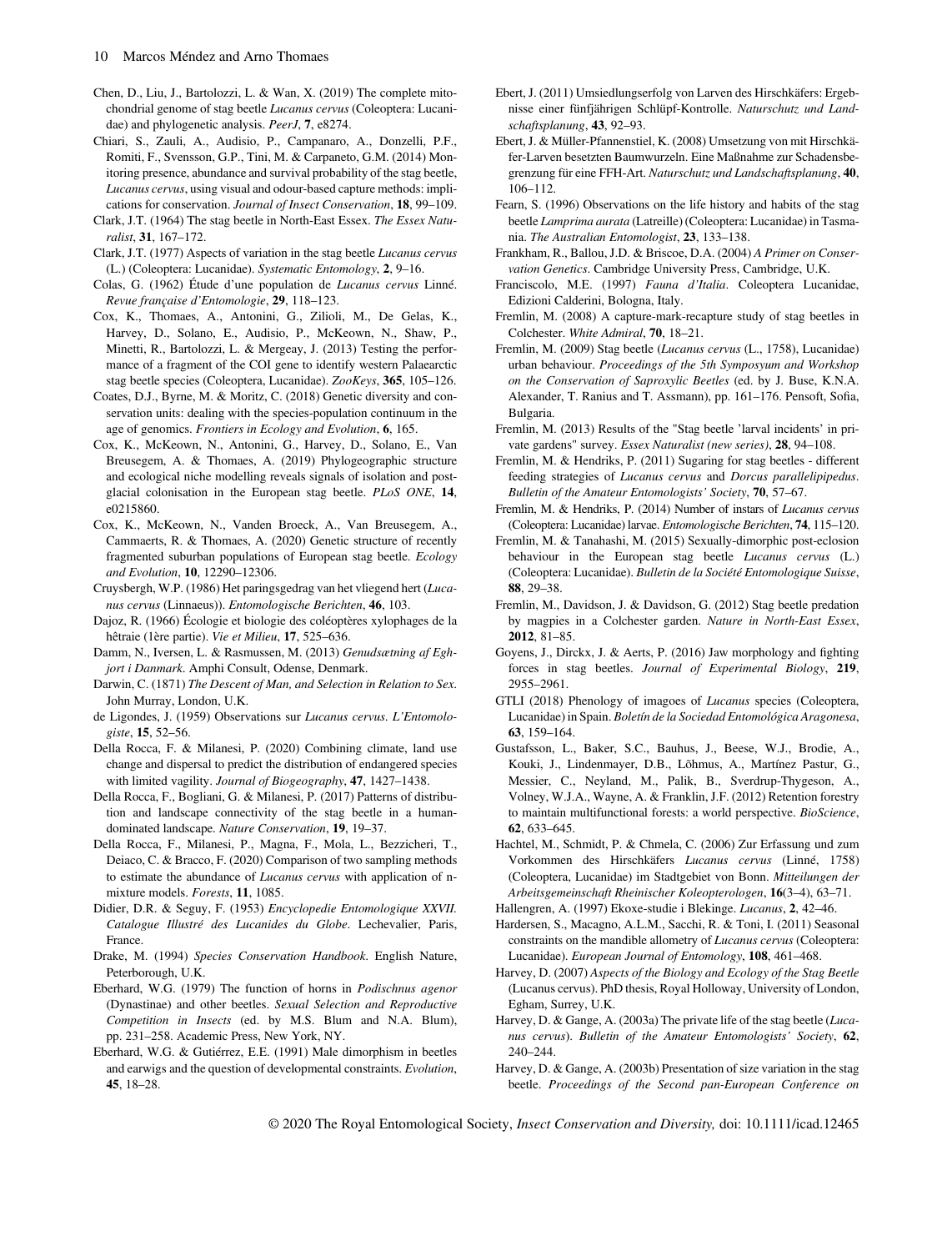Chen, D., Liu, J., Bartolozzi, L. & Wan, X. (2019) The complete mitochondrial genome of stag beetle *Lucanus cervus* (Coleoptera: Lucanidae) and phylogenetic analysis. *PeerJ*, **7**, e8274.

Chiari, S., Zauli, A., Audisio, P., Campanaro, A., Donzelli, P.F., Romiti, F., Svensson, G.P., Tini, M. & Carpaneto, G.M. (2014) Monitoring presence, abundance and survival probability of the stag beetle, *Lucanus cervus*, using visual and odour-based capture methods: implications for conservation. *Journal of Insect Conservation*, **18**, 99–109.

Clark, J.T. (1964) The stag beetle in North-East Essex. *The Essex Naturalist*, **31**, 167–172.

Clark, J.T. (1977) Aspects of variation in the stag beetle *Lucanus cervus* (L.) (Coleoptera: Lucanidae). *Systematic Entomology*, **2**, 9–16.

Colas, G. (1962) Étude d'une population de *Lucanus cervus* Linné. *Revue française d'Entomologie*, **29**, 118–123.

Cox, K., Thomaes, A., Antonini, G., Zilioli, M., De Gelas, K., Harvey, D., Solano, E., Audisio, P., McKeown, N., Shaw, P., Minetti, R., Bartolozzi, L. & Mergeay, J. (2013) Testing the performance of a fragment of the COI gene to identify western Palaearctic stag beetle species (Coleoptera, Lucanidae). *ZooKeys*, **365**, 105–126.

Coates, D.J., Byrne, M. & Moritz, C. (2018) Genetic diversity and conservation units: dealing with the species-population continuum in the age of genomics. *Frontiers in Ecology and Evolution*, **6**, 165.

Cox, K., McKeown, N., Antonini, G., Harvey, D., Solano, E., Van Breusegem, A. & Thomaes, A. (2019) Phylogeographic structure and ecological niche modelling reveals signals of isolation and postglacial colonisation in the European stag beetle. *PLoS ONE*, **14**, e0215860.

Cox, K., McKeown, N., Vanden Broeck, A., Van Breusegem, A., Cammaerts, R. & Thomaes, A. (2020) Genetic structure of recently fragmented suburban populations of European stag beetle. *Ecology and Evolution*, **10**, 12290–12306.

Cruysbergh, W.P. (1986) Het paringsgedrag van het vliegend hert (*Lucanus cervus* (Linnaeus)). *Entomologische Berichten*, **46**, 103.

Dajoz, R. (1966) Écologie et biologie des coléoptères xylophages de la hêtraie (1ère partie). *Vie et Milieu*, **17**, 525–636.

Damm, N., Iversen, L. & Rasmussen, M. (2013) *Genudsætning af Eghjort i Danmark*. Amphi Consult, Odense, Denmark.

Darwin, C. (1871) *The Descent of Man, and Selection in Relation to Sex*. John Murray, London, U.K.

de Ligondes, J. (1959) Observations sur *Lucanus cervus*. *L'Entomologiste*, **15**, 52–56.

Della Rocca, F. & Milanesi, P. (2020) Combining climate, land use change and dispersal to predict the distribution of endangered species with limited vagility. *Journal of Biogeography*, **47**, 1427–1438.

Della Rocca, F., Bogliani, G. & Milanesi, P. (2017) Patterns of distribution and landscape connectivity of the stag beetle in a human-dominated landscape. *Nature Conservation*, **19**, 19–37.

Della Rocca, F., Milanesi, P., Magna, F., Mola, L., Bezzicheri, T., Deiaco, C. & Bracco, F. (2020) Comparison of two sampling methods to estimate the abundance of *Lucanus cervus* with application of n-mixture models. *Forests*, **11**, 1085.

Didier, D.R. & Seguy, F. (1953) *Encyclopedie Entomologique XXVII. Catalogue Illustré des Lucanides du Globe*. Lechevalier, Paris, France.

Drake, M. (1994) *Species Conservation Handbook*. English Nature, Peterborough, U.K.

Eberhard, W.G. (1979) The function of horns in *Podischnus agenor* (Dynastinae) and other beetles. *Sexual Selection and Reproductive Competition in Insects* (ed. by M.S. Blum and N.A. Blum), pp. 231–258. Academic Press, New York, NY.

Eberhard, W.G. & Gutiérrez, E.E. (1991) Male dimorphism in beetles and earwigs and the question of developmental constraints. *Evolution*, **45**, 18–28.

Ebert, J. (2011) Umsiedlungserfolg von Larven des Hirschkäfers: Ergebnisse einer fünfjährigen Schlüpf-Kontrolle. *Naturschutz und Landschaftsplanung*, **43**, 92–93.

Ebert, J. & Müller-Pfannenstiel, K. (2008) Umsetzung von mit Hirschkäfer-Larven besetzten Baumwurzeln. Eine Maßnahme zur Schadensbegrenzung für eine FFH-Art. *Naturschutz und Landschaftsplanung*, **40**, 106–112.

Fearn, S. (1996) Observations on the life history and habits of the stag beetle *Lamprima aurata* (Latreille) (Coleoptera: Lucanidae) in Tasmania. *The Australian Entomologist*, **23**, 133–138.

Frankham, R., Ballou, J.D. & Briscoe, D.A. (2004) *A Primer on Conservation Genetics*. Cambridge University Press, Cambridge, U.K.

Franciscolo, M.E. (1997) *Fauna d'Italia*. Coleoptera Lucanidae, Edizioni Calderini, Bologna, Italy.

Fremlin, M. (2008) A capture-mark-recapture study of stag beetles in Colchester. *White Admiral*, **70**, 18–21.

Fremlin, M. (2009) Stag beetle (*Lucanus cervus* (L., 1758), Lucanidae) urban behaviour. *Proceedings of the 5th Symposyum and Workshop on the Conservation of Saproxylic Beetles* (ed. by J. Buse, K.N.A. Alexander, T. Ranius and T. Assmann), pp. 161–176. Pensoft, Sofia, Bulgaria.

Fremlin, M. (2013) Results of the "Stag beetle 'larval incidents' in private gardens" survey. *Essex Naturalist (new series)*, **28**, 94–108.

Fremlin, M. & Hendriks, P. (2011) Sugaring for stag beetles - different feeding strategies of *Lucanus cervus* and *Dorcus parallelipipedus*. *Bulletin of the Amateur Entomologists' Society*, **70**, 57–67.

Fremlin, M. & Hendriks, P. (2014) Number of instars of *Lucanus cervus* (Coleoptera: Lucanidae) larvae. *Entomologische Berichten*, **74**, 115–120.

Fremlin, M. & Tanahashi, M. (2015) Sexually-dimorphic post-eclosion behaviour in the European stag beetle *Lucanus cervus* (L.) (Coleoptera: Lucanidae). *Bulletin de la Société Entomologique Suisse*, **88**, 29–38.

Fremlin, M., Davidson, J. & Davidson, G. (2012) Stag beetle predation by magpies in a Colchester garden. *Nature in North-East Essex*, **2012**, 81–85.

Goyens, J., Dirckx, J. & Aerts, P. (2016) Jaw morphology and fighting forces in stag beetles. *Journal of Experimental Biology*, **219**, 2955–2961.

GTLI (2018) Phenology of imagoes of *Lucanus* species (Coleoptera, Lucanidae) in Spain. *Boletín de la Sociedad Entomológica Aragonesa*, **63**, 159–164.

Gustafsson, L., Baker, S.C., Bauhus, J., Beese, W.J., Brodie, A., Kouki, J., Lindenmayer, D.B., Lõhmus, A., Martínez Pastur, G., Messier, C., Neyland, M., Palik, B., Sverdrup-Thygeson, A., Volney, W.J.A., Wayne, A. & Franklin, J.F. (2012) Retention forestry to maintain multifunctional forests: a world perspective. *BioScience*, **62**, 633–645.

Hachtel, M., Schmidt, P. & Chmela, C. (2006) Zur Erfassung und zum Vorkommen des Hirschkäfers *Lucanus cervus* (Linné, 1758) (Coleoptera, Lucanidae) im Stadtgebiet von Bonn. *Mitteilungen der Arbeitsgemeinschaft Rheinischer Koleopterologen*, **16**(3–4), 63–71.

Hallengren, A. (1997) Ekoxe-studie i Blekinge. *Lucanus*, **2**, 42–46.

Hardersen, S., Macagno, A.L.M., Sacchi, R. & Toni, I. (2011) Seasonal constraints on the mandible allometry of *Lucanus cervus* (Coleoptera: Lucanidae). *European Journal of Entomology*, **108**, 461–468.

Harvey, D. (2007) *Aspects of the Biology and Ecology of the Stag Beetle* (Lucanus cervus). PhD thesis, Royal Holloway, University of London, Egham, Surrey, U.K.

Harvey, D. & Gange, A. (2003a) The private life of the stag beetle (*Lucanus cervus*). *Bulletin of the Amateur Entomologists' Society*, **62**, 240–244.

Harvey, D. & Gange, A. (2003b) Presentation of size variation in the stag beetle. *Proceedings of the Second pan-European Conference on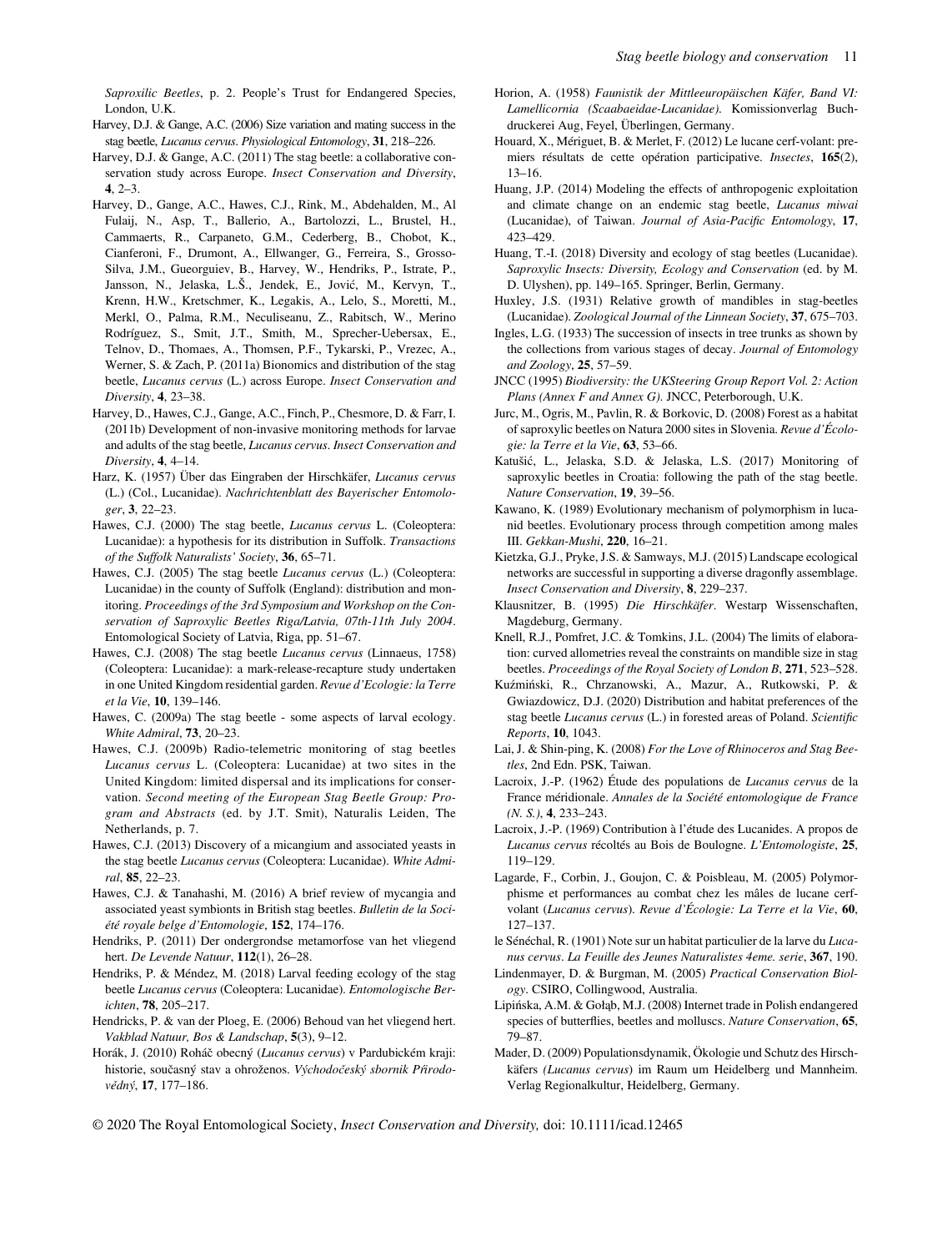*Saproxilic Beetles*, p. 2. People's Trust for Endangered Species, London, U.K.

Harvey, D.J. & Gange, A.C. (2006) Size variation and mating success in the stag beetle, *Lucanus cervus*. *Physiological Entomology*, **31**, 218–226.

Harvey, D.J. & Gange, A.C. (2011) The stag beetle: a collaborative conservation study across Europe. *Insect Conservation and Diversity*, **4**, 2–3.

Harvey, D., Gange, A.C., Hawes, C.J., Rink, M., Abdehalden, M., Al Fulaij, N., Asp, T., Ballerio, A., Bartolozzi, L., Brustel, H., Cammaerts, R., Carpaneto, G.M., Cederberg, B., Chobot, K., Cianferoni, F., Drumont, A., Ellwanger, G., Ferreira, S., Grosso-Silva, J.M., Gueorguiev, B., Harvey, W., Hendriks, P., Istrate, P., Jansson, N., Jelaska, L.Š., Jendek, E., Jović, M., Kervyn, T., Krenn, H.W., Kretschmer, K., Legakis, A., Lelo, S., Moretti, M., Merkl, O., Palma, R.M., Neculiseanu, Z., Rabitsch, W., Merino Rodríguez, S., Smit, J.T., Smith, M., Sprecher-Uebersax, E., Telnov, D., Thomaes, A., Thomsen, P.F., Tykarski, P., Vrezec, A., Werner, S. & Zach, P. (2011a) Bionomics and distribution of the stag beetle, *Lucanus cervus* (L.) across Europe. *Insect Conservation and Diversity*, **4**, 23–38.

Harvey, D., Hawes, C.J., Gange, A.C., Finch, P., Chesmore, D. & Farr, I. (2011b) Development of non-invasive monitoring methods for larvae and adults of the stag beetle, *Lucanus cervus*. *Insect Conservation and Diversity*, **4**, 4–14.

Harz, K. (1957) Über das Eingraben der Hirschkäfer, *Lucanus cervus* (L.) (Col., Lucanidae). *Nachrichtenblatt des Bayerischer Entomologer*, **3**, 22–23.

Hawes, C.J. (2000) The stag beetle, *Lucanus cervus* L. (Coleoptera: Lucanidae): a hypothesis for its distribution in Suffolk. *Transactions of the Suffolk Naturalists' Society*, **36**, 65–71.

Hawes, C.J. (2005) The stag beetle *Lucanus cervus* (L.) (Coleoptera: Lucanidae) in the county of Suffolk (England): distribution and monitoring. *Proceedings of the 3rd Symposium and Workshop on the Conservation of Saproxylic Beetles Riga/Latvia, 07th-11th July 2004*. Entomological Society of Latvia, Riga, pp. 51–67.

Hawes, C.J. (2008) The stag beetle *Lucanus cervus* (Linnaeus, 1758) (Coleoptera: Lucanidae): a mark-release-recapture study undertaken in one United Kingdom residential garden. *Revue d'Ecologie: la Terre et la Vie*, **10**, 139–146.

Hawes, C. (2009a) The stag beetle - some aspects of larval ecology. *White Admiral*, **73**, 20–23.

Hawes, C.J. (2009b) Radio-telemetric monitoring of stag beetles *Lucanus cervus* L. (Coleoptera: Lucanidae) at two sites in the United Kingdom: limited dispersal and its implications for conservation. *Second meeting of the European Stag Beetle Group: Program and Abstracts* (ed. by J.T. Smit), Naturalis Leiden, The Netherlands, p. 7.

Hawes, C.J. (2013) Discovery of a micangium and associated yeasts in the stag beetle *Lucanus cervus* (Coleoptera: Lucanidae). *White Admiral*, **85**, 22–23.

Hawes, C.J. & Tanahashi, M. (2016) A brief review of mycangia and associated yeast symbionts in British stag beetles. *Bulletin de la Société royale belge d'Entomologie*, **152**, 174–176.

Hendriks, P. (2011) Der ondergrondse metamorfose van het vliegend hert. *De Levende Natuur*, **112**(1), 26–28.

Hendriks, P. & Méndez, M. (2018) Larval feeding ecology of the stag beetle *Lucanus cervus* (Coleoptera: Lucanidae). *Entomologische Berichten*, **78**, 205–217.

Hendricks, P. & van der Ploeg, E. (2006) Behoud van het vliegend hert. *Vakblad Natuur, Bos & Landschap*, **5**(3), 9–12.

Horák, J. (2010) Roháč obecný (*Lucanus cervus*) v Pardubickém kraji: historie, současný stav a ohroženos. *Východočeský sbornik Přírodovědný*, **17**, 177–186.

Horion, A. (1958) *Faunistik der Mittleeuropäischen Käfer, Band VI: Lamellicornia (Scaabaeidae-Lucanidae)*. Komissionverlag Buchdruckerei Aug, Feyel, Überlingen, Germany.

Houard, X., Mériguet, B. & Merlet, F. (2012) Le lucane cerf-volant: premiers résultats de cette opération participative. *Insectes*, **165**(2), 13–16.

Huang, J.P. (2014) Modeling the effects of anthropogenic exploitation and climate change on an endemic stag beetle, *Lucanus miwai* (Lucanidae), of Taiwan. *Journal of Asia-Pacific Entomology*, **17**, 423–429.

Huang, T.-I. (2018) Diversity and ecology of stag beetles (Lucanidae). *Saproxylic Insects: Diversity, Ecology and Conservation* (ed. by M. D. Ulyshen), pp. 149–165. Springer, Berlin, Germany.

Huxley, J.S. (1931) Relative growth of mandibles in stag-beetles (Lucanidae). *Zoological Journal of the Linnean Society*, **37**, 675–703.

Ingles, L.G. (1933) The succession of insects in tree trunks as shown by the collections from various stages of decay. *Journal of Entomology and Zoology*, **25**, 57–59.

JNCC (1995) *Biodiversity: the UKSteering Group Report Vol. 2: Action Plans (Annex F and Annex G)*. JNCC, Peterborough, U.K.

Jurc, M., Ogris, M., Pavlin, R. & Borkovic, D. (2008) Forest as a habitat of saproxylic beetles on Natura 2000 sites in Slovenia. *Revue d'Écologie: la Terre et la Vie*, **63**, 53–66.

Katušić, L., Jelaska, S.D. & Jelaska, L.S. (2017) Monitoring of saproxylic beetles in Croatia: following the path of the stag beetle. *Nature Conservation*, **19**, 39–56.

Kawano, K. (1989) Evolutionary mechanism of polymorphism in lucanid beetles. Evolutionary process through competition among males III. *Gekkan-Mushi*, **220**, 16–21.

Kietzka, G.J., Pryke, J.S. & Samways, M.J. (2015) Landscape ecological networks are successful in supporting a diverse dragonfly assemblage. *Insect Conservation and Diversity*, **8**, 229–237.

Klausnitzer, B. (1995) *Die Hirschkäfer*. Westarp Wissenschaften, Magdeburg, Germany.

Knell, R.J., Pomfret, J.C. & Tomkins, J.L. (2004) The limits of elaboration: curved allometries reveal the constraints on mandible size in stag beetles. *Proceedings of the Royal Society of London B*, **271**, 523–528.

Kuźmiński, R., Chrzanowski, A., Mazur, A., Rutkowski, P. & Gwiazdowicz, D.J. (2020) Distribution and habitat preferences of the stag beetle *Lucanus cervus* (L.) in forested areas of Poland. *Scientific Reports*, **10**, 1043.

Lai, J. & Shin-ping, K. (2008) *For the Love of Rhinoceros and Stag Beetles*, 2nd Edn. PSK, Taiwan.

Lacroix, J.-P. (1962) Étude des populations de *Lucanus cervus* de la France méridionale. *Annales de la Société entomologique de France (N. S.)*, **4**, 233–243.

Lacroix, J.-P. (1969) Contribution à l'étude des Lucanides. A propos de *Lucanus cervus* récoltés au Bois de Boulogne. *L'Entomologiste*, **25**, 119–129.

Lagarde, F., Corbin, J., Goujon, C. & Poisbleau, M. (2005) Polymorphisme et performances au combat chez les mâles de lucane cerf-volant (*Lucanus cervus*). *Revue d'Écologie: La Terre et la Vie*, **60**, 127–137.

le Sénéchal, R. (1901) Note sur un habitat particulier de la larve du *Lucanus cervus*. *La Feuille des Jeunes Naturalistes 4eme. serie*, **367**, 190.

Lindenmayer, D. & Burgman, M. (2005) *Practical Conservation Biology*. CSIRO, Collingwood, Australia.

Lipińska, A.M. & Gołąb, M.J. (2008) Internet trade in Polish endangered species of butterflies, beetles and molluscs. *Nature Conservation*, **65**, 79–87.

Mader, D. (2009) Populationsdynamik, Ökologie und Schutz des Hirschkäfers *(Lucanus cervus)* im Raum um Heidelberg und Mannheim. Verlag Regionalkultur, Heidelberg, Germany.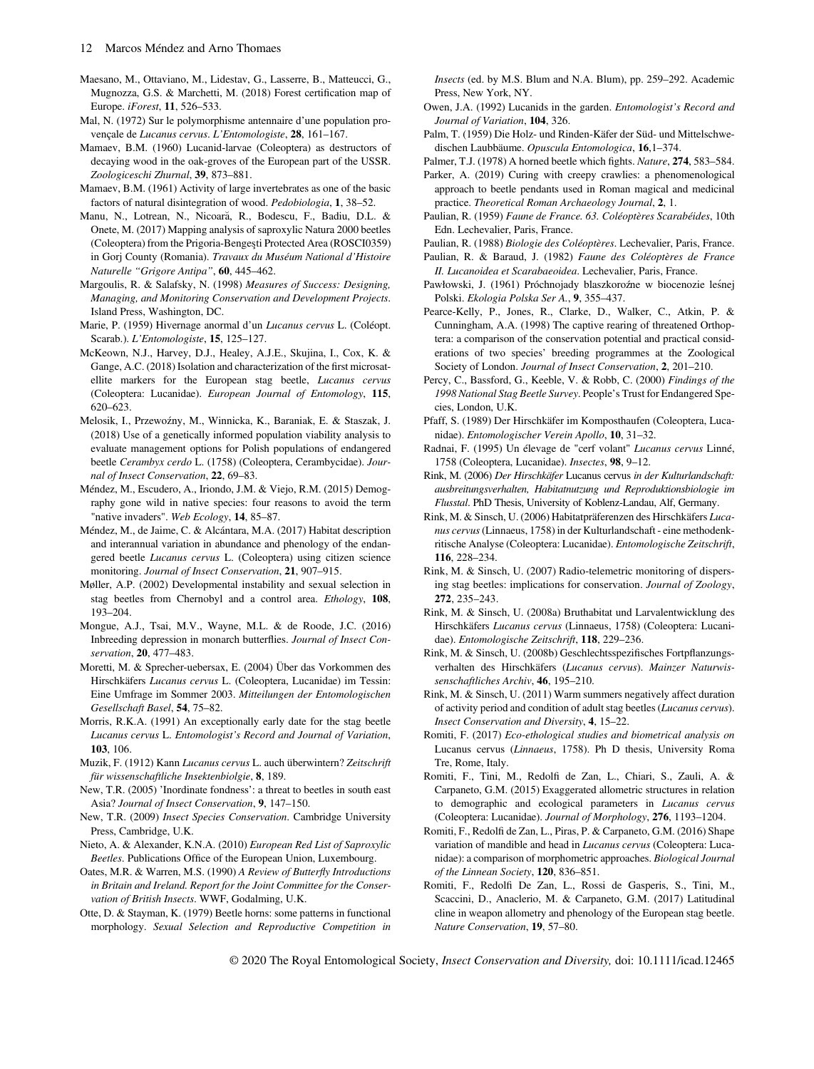Maesano, M., Ottaviano, M., Lidestav, G., Lasserre, B., Matteucci, G., Mugnozza, G.S. & Marchetti, M. (2018) Forest certification map of Europe. *iForest*, **11**, 526–533.

Mal, N. (1972) Sur le polymorphisme antennaire d'une population provençale de *Lucanus cervus*. *L'Entomologiste*, **28**, 161–167.

Mamaev, B.M. (1960) Lucanid-larvae (Coleoptera) as destructors of decaying wood in the oak-groves of the European part of the USSR. *Zoologiceschi Zhurnal*, **39**, 873–881.

Mamaev, B.M. (1961) Activity of large invertebrates as one of the basic factors of natural disintegration of wood. *Pedobiologia*, **1**, 38–52.

Manu, N., Lotrean, N., Nicoară, R., Bodescu, F., Badiu, D.L. & Onete, M. (2017) Mapping analysis of saproxylic Natura 2000 beetles (Coleoptera) from the Prigoria-Bengeşti Protected Area (ROSCI0359) in Gorj County (Romania). *Travaux du Muséum National d'Histoire Naturelle "Grigore Antipa"*, **60**, 445–462.

Margoulis, R. & Salafsky, N. (1998) *Measures of Success: Designing, Managing, and Monitoring Conservation and Development Projects*. Island Press, Washington, DC.

Marie, P. (1959) Hivernage anormal d'un *Lucanus cervus* L. (Coléopt. Scarab.). *L'Entomologiste*, **15**, 125–127.

McKeown, N.J., Harvey, D.J., Healey, A.J.E., Skujina, I., Cox, K. & Gange, A.C. (2018) Isolation and characterization of the first microsatellite markers for the European stag beetle, *Lucanus cervus* (Coleoptera: Lucanidae). *European Journal of Entomology*, **115**, 620–623.

Melosik, I., Przewoźny, M., Winnicka, K., Baraniak, E. & Staszak, J. (2018) Use of a genetically informed population viability analysis to evaluate management options for Polish populations of endangered beetle *Cerambyx cerdo* L. (1758) (Coleoptera, Cerambycidae). *Journal of Insect Conservation*, **22**, 69–83.

Méndez, M., Escudero, A., Iriondo, J.M. & Viejo, R.M. (2015) Demography gone wild in native species: four reasons to avoid the term "native invaders". *Web Ecology*, **14**, 85–87.

Méndez, M., de Jaime, C. & Alcántara, M.A. (2017) Habitat description and interannual variation in abundance and phenology of the endangered beetle *Lucanus cervus* L. (Coleoptera) using citizen science monitoring. *Journal of Insect Conservation*, **21**, 907–915.

Møller, A.P. (2002) Developmental instability and sexual selection in stag beetles from Chernobyl and a control area. *Ethology*, **108**, 193–204.

Mongue, A.J., Tsai, M.V., Wayne, M.L. & de Roode, J.C. (2016) Inbreeding depression in monarch butterflies. *Journal of Insect Conservation*, **20**, 477–483.

Moretti, M. & Sprecher-uebersax, E. (2004) Über das Vorkommen des Hirschkäfers *Lucanus cervus* L. (Coleoptera, Lucanidae) im Tessin: Eine Umfrage im Sommer 2003. *Mitteilungen der Entomologischen Gesellschaft Basel*, **54**, 75–82.

Morris, R.K.A. (1991) An exceptionally early date for the stag beetle *Lucanus cervus* L. *Entomologist's Record and Journal of Variation*, **103**, 106.

Muzik, F. (1912) Kann *Lucanus cervus* L. auch überwintern? *Zeitschrift für wissenschaftliche Insektenbiolgie*, **8**, 189.

New, T.R. (2005) 'Inordinate fondness': a threat to beetles in south east Asia? *Journal of Insect Conservation*, **9**, 147–150.

New, T.R. (2009) *Insect Species Conservation*. Cambridge University Press, Cambridge, U.K.

Nieto, A. & Alexander, K.N.A. (2010) *European Red List of Saproxylic Beetles*. Publications Office of the European Union, Luxembourg.

Oates, M.R. & Warren, M.S. (1990) *A Review of Butterfly Introductions in Britain and Ireland. Report for the Joint Committee for the Conservation of British Insects*. WWF, Godalming, U.K.

Otte, D. & Stayman, K. (1979) Beetle horns: some patterns in functional morphology. *Sexual Selection and Reproductive Competition in Insects* (ed. by M.S. Blum and N.A. Blum), pp. 259–292. Academic Press, New York, NY.

Owen, J.A. (1992) Lucanids in the garden. *Entomologist's Record and Journal of Variation*, **104**, 326.

Palm, T. (1959) Die Holz- und Rinden-Käfer der Süd- und Mittelschwedischen Laubbäume. *Opuscula Entomologica*, **16**,1–374.

Palmer, T.J. (1978) A horned beetle which fights. *Nature*, **274**, 583–584.

Parker, A. (2019) Curing with creepy crawlies: a phenomenological approach to beetle pendants used in Roman magical and medicinal practice. *Theoretical Roman Archaeology Journal*, **2**, 1.

Paulian, R. (1959) *Faune de France. 63. Coléoptères Scarabéides*, 10th Edn. Lechevalier, Paris, France.

Paulian, R. (1988) *Biologie des Coléoptères*. Lechevalier, Paris, France.

Paulian, R. & Baraud, J. (1982) *Faune des Coléoptères de France II. Lucanoidea et Scarabaeoidea*. Lechevalier, Paris, France.

Pawłowski, J. (1961) Próchnojady blaszkorożne w biocenozie leśnej Polski. *Ekologia Polska Ser A.*, **9**, 355–437.

Pearce-Kelly, P., Jones, R., Clarke, D., Walker, C., Atkin, P. & Cunningham, A.A. (1998) The captive rearing of threatened Orthoptera: a comparison of the conservation potential and practical considerations of two species' breeding programmes at the Zoological Society of London. *Journal of Insect Conservation*, **2**, 201–210.

Percy, C., Bassford, G., Keeble, V. & Robb, C. (2000) *Findings of the 1998 National Stag Beetle Survey*. People's Trust for Endangered Species, London, U.K.

Pfaff, S. (1989) Der Hirschkäfer im Komposthaufen (Coleoptera, Lucanidae). *Entomologischer Verein Apollo*, **10**, 31–32.

Radnai, F. (1995) Un élevage de "cerf volant" *Lucanus cervus* Linné, 1758 (Coleoptera, Lucanidae). *Insectes*, **98**, 9–12.

Rink, M. (2006) *Der Hirschkäfer* Lucanus cervus *in der Kulturlandschaft: ausbreitungsverhalten, Habitatnutzung und Reproduktionsbiologie im Flusstal*. PhD Thesis, University of Koblenz-Landau, Alf, Germany.

Rink, M. & Sinsch, U. (2006) Habitatpräferenzen des Hirschkäfers *Lucanus cervus* (Linnaeus, 1758) in der Kulturlandschaft - eine methodenkritische Analyse (Coleoptera: Lucanidae). *Entomologische Zeitschrift*, **116**, 228–234.

Rink, M. & Sinsch, U. (2007) Radio-telemetric monitoring of dispersing stag beetles: implications for conservation. *Journal of Zoology*, **272**, 235–243.

Rink, M. & Sinsch, U. (2008a) Bruthabitat und Larvalentwicklung des Hirschkäfers *Lucanus cervus* (Linnaeus, 1758) (Coleoptera: Lucanidae). *Entomologische Zeitschrift*, **118**, 229–236.

Rink, M. & Sinsch, U. (2008b) Geschlechtsspezifisches Fortpflanzungsverhalten des Hirschkäfers (*Lucanus cervus*). *Mainzer Naturwissenschaftliches Archiv*, **46**, 195–210.

Rink, M. & Sinsch, U. (2011) Warm summers negatively affect duration of activity period and condition of adult stag beetles (*Lucanus cervus*). *Insect Conservation and Diversity*, **4**, 15–22.

Romiti, F. (2017) *Eco-ethological studies and biometrical analysis on* Lucanus cervus *(Linnaeus*, 1758). Ph D thesis, University Roma Tre, Rome, Italy.

Romiti, F., Tini, M., Redolfi de Zan, L., Chiari, S., Zauli, A. & Carpaneto, G.M. (2015) Exaggerated allometric structures in relation to demographic and ecological parameters in *Lucanus cervus* (Coleoptera: Lucanidae). *Journal of Morphology*, **276**, 1193–1204.

Romiti, F., Redolfi de Zan, L., Piras, P. & Carpaneto, G.M. (2016) Shape variation of mandible and head in *Lucanus cervus* (Coleoptera: Lucanidae): a comparison of morphometric approaches. *Biological Journal of the Linnean Society*, **120**, 836–851.

Romiti, F., Redolfi De Zan, L., Rossi de Gasperis, S., Tini, M., Scaccini, D., Anaclerio, M. & Carpaneto, G.M. (2017) Latitudinal cline in weapon allometry and phenology of the European stag beetle. *Nature Conservation*, **19**, 57–80.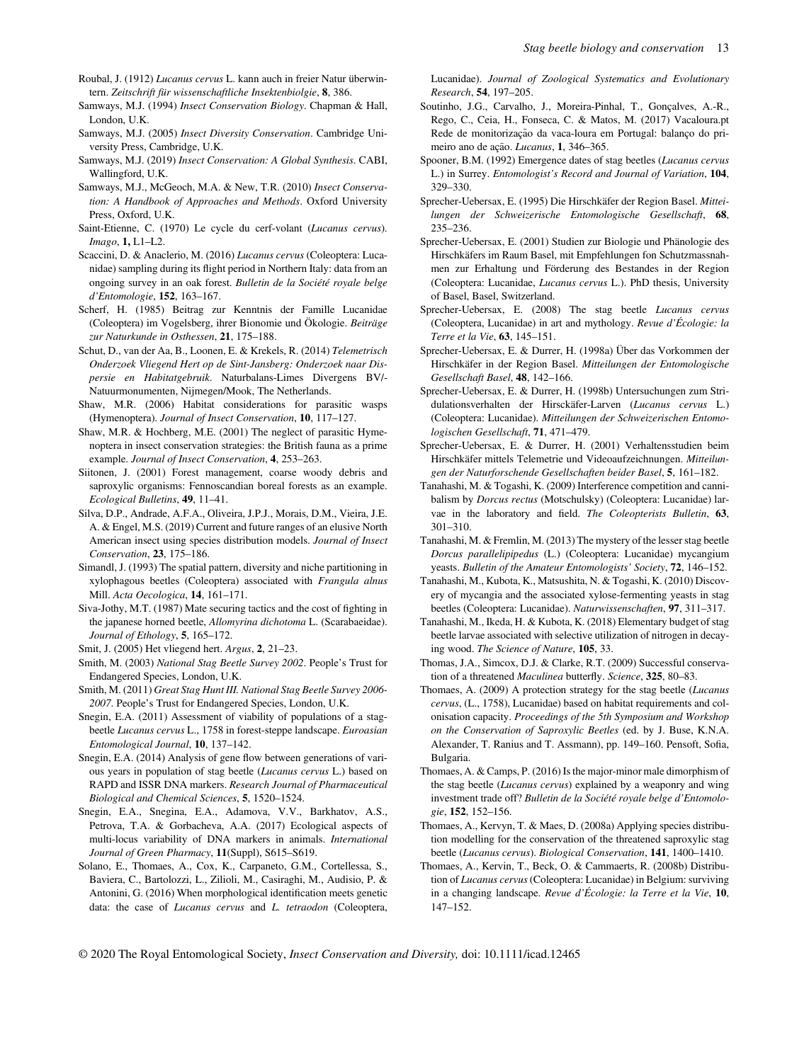Roubal, J. (1912) *Lucanus cervus* L. kann auch in freier Natur überwintern. *Zeitschrift für wissenschaftliche Insektenbiolgie*, **8**, 386.

Samways, M.J. (1994) *Insect Conservation Biology*. Chapman & Hall, London, U.K.

Samways, M.J. (2005) *Insect Diversity Conservation*. Cambridge University Press, Cambridge, U.K.

Samways, M.J. (2019) *Insect Conservation: A Global Synthesis*. CABI, Wallingford, U.K.

Samways, M.J., McGeoch, M.A. & New, T.R. (2010) *Insect Conservation: A Handbook of Approaches and Methods*. Oxford University Press, Oxford, U.K.

Saint-Etienne, C. (1970) Le cycle du cerf-volant (*Lucanus cervus*). *Imago*, **1,** L1–L2.

Scaccini, D. & Anaclerio, M. (2016) *Lucanus cervus* (Coleoptera: Lucanidae) sampling during its flight period in Northern Italy: data from an ongoing survey in an oak forest. *Bulletin de la Société royale belge d'Entomologie*, **152**, 163–167.

Scherf, H. (1985) Beitrag zur Kenntnis der Famille Lucanidae (Coleoptera) im Vogelsberg, ihrer Bionomie und Ökologie. *Beiträge zur Naturkunde in Osthessen*, **21**, 175–188.

Schut, D., van der Aa, B., Loonen, E. & Krekels, R. (2014) *Telemetrisch Onderzoek Vliegend Hert op de Sint-Jansberg: Onderzoek naar Dispersie en Habitatgebruik*. Naturbalans-Limes Divergens BV/-Natuurmonumenten, Nijmegen/Mook, The Netherlands.

Shaw, M.R. (2006) Habitat considerations for parasitic wasps (Hymenoptera). *Journal of Insect Conservation*, **10**, 117–127.

Shaw, M.R. & Hochberg, M.E. (2001) The neglect of parasitic Hymenoptera in insect conservation strategies: the British fauna as a prime example. *Journal of Insect Conservation*, **4**, 253–263.

Siitonen, J. (2001) Forest management, coarse woody debris and saproxylic organisms: Fennoscandian boreal forests as an example. *Ecological Bulletins*, **49**, 11–41.

Silva, D.P., Andrade, A.F.A., Oliveira, J.P.J., Morais, D.M., Vieira, J.E. A. & Engel, M.S. (2019) Current and future ranges of an elusive North American insect using species distribution models. *Journal of Insect Conservation*, **23**, 175–186.

Simandl, J. (1993) The spatial pattern, diversity and niche partitioning in xylophagous beetles (Coleoptera) associated with *Frangula alnus* Mill. *Acta Oecologica*, **14**, 161–171.

Siva-Jothy, M.T. (1987) Mate securing tactics and the cost of fighting in the japanese horned beetle, *Allomyrina dichotoma* L. (Scarabaeidae). *Journal of Ethology*, **5**, 165–172.

Smit, J. (2005) Het vliegend hert. *Argus*, **2**, 21–23.

Smith, M. (2003) *National Stag Beetle Survey 2002*. People's Trust for Endangered Species, London, U.K.

Smith, M. (2011) *Great Stag Hunt III. National Stag Beetle Survey 2006-2007*. People's Trust for Endangered Species, London, U.K.

Snegin, E.A. (2011) Assessment of viability of populations of a stag-beetle *Lucanus cervus* L., 1758 in forest-steppe landscape. *Euroasian Entomological Journal*, **10**, 137–142.

Snegin, E.A. (2014) Analysis of gene flow between generations of various years in population of stag beetle (*Lucanus cervus* L.) based on RAPD and ISSR DNA markers. *Research Journal of Pharmaceutical Biological and Chemical Sciences*, **5**, 1520–1524.

Snegin, E.A., Snegina, E.A., Adamova, V.V., Barkhatov, A.S., Petrova, T.A. & Gorbacheva, A.A. (2017) Ecological aspects of multi-locus variability of DNA markers in animals. *International Journal of Green Pharmacy*, **11**(Suppl), S615–S619.

Solano, E., Thomaes, A., Cox, K., Carpaneto, G.M., Cortellessa, S., Baviera, C., Bartolozzi, L., Zilioli, M., Casiraghi, M., Audisio, P. & Antonini, G. (2016) When morphological identification meets genetic data: the case of *Lucanus cervus* and *L. tetraodon* (Coleoptera, Lucanidae). *Journal of Zoological Systematics and Evolutionary Research*, **54**, 197–205.

Soutinho, J.G., Carvalho, J., Moreira-Pinhal, T., Gonçalves, A.-R., Rego, C., Ceia, H., Fonseca, C. & Matos, M. (2017) Vacaloura.pt Rede de monitorização da vaca-loura em Portugal: balanço do primeiro ano de ação. *Lucanus*, **1**, 346–365.

Spooner, B.M. (1992) Emergence dates of stag beetles (*Lucanus cervus* L.) in Surrey. *Entomologist's Record and Journal of Variation*, **104**, 329–330.

Sprecher-Uebersax, E. (1995) Die Hirschkäfer der Region Basel. *Mitteilungen der Schweizerische Entomologische Gesellschaft*, **68**, 235–236.

Sprecher-Uebersax, E. (2001) Studien zur Biologie und Phänologie des Hirschkäfers im Raum Basel, mit Empfehlungen fon Schutzmassnahmen zur Erhaltung und Förderung des Bestandes in der Region (Coleoptera: Lucanidae, *Lucanus cervus* L.). PhD thesis, University of Basel, Basel, Switzerland.

Sprecher-Uebersax, E. (2008) The stag beetle *Lucanus cervus* (Coleoptera, Lucanidae) in art and mythology. *Revue d'Écologie: la Terre et la Vie*, **63**, 145–151.

Sprecher-Uebersax, E. & Durrer, H. (1998a) Über das Vorkommen der Hirschkäfer in der Region Basel. *Mitteilungen der Entomologische Gesellschaft Basel*, **48**, 142–166.

Sprecher-Uebersax, E. & Durrer, H. (1998b) Untersuchungen zum Stridulationsverhalten der Hirsckäfer-Larven (*Lucanus cervus* L.) (Coleoptera: Lucanidae). *Mitteilungen der Schweizerischen Entomologischen Gesellschaft*, **71**, 471–479.

Sprecher-Uebersax, E. & Durrer, H. (2001) Verhaltensstudien beim Hirschkäfer mittels Telemetrie und Videoaufzeichnungen. *Mitteilungen der Naturforschende Gesellschaften beider Basel*, **5**, 161–182.

Tanahashi, M. & Togashi, K. (2009) Interference competition and cannibalism by *Dorcus rectus* (Motschulsky) (Coleoptera: Lucanidae) larvae in the laboratory and field. *The Coleopterists Bulletin*, **63**, 301–310.

Tanahashi, M. & Fremlin, M. (2013) The mystery of the lesser stag beetle *Dorcus parallelipipedus* (L.) (Coleoptera: Lucanidae) mycangium yeasts. *Bulletin of the Amateur Entomologists' Society*, **72**, 146–152.

Tanahashi, M., Kubota, K., Matsushita, N. & Togashi, K. (2010) Discovery of mycangia and the associated xylose-fermenting yeasts in stag beetles (Coleoptera: Lucanidae). *Naturwissenschaften*, **97**, 311–317.

Tanahashi, M., Ikeda, H. & Kubota, K. (2018) Elementary budget of stag beetle larvae associated with selective utilization of nitrogen in decaying wood. *The Science of Nature*, **105**, 33.

Thomas, J.A., Simcox, D.J. & Clarke, R.T. (2009) Successful conservation of a threatened *Maculinea* butterfly. *Science*, **325**, 80–83.

Thomaes, A. (2009) A protection strategy for the stag beetle (*Lucanus cervus*, (L., 1758), Lucanidae) based on habitat requirements and colonisation capacity. *Proceedings of the 5th Symposium and Workshop on the Conservation of Saproxylic Beetles* (ed. by J. Buse, K.N.A. Alexander, T. Ranius and T. Assmann), pp. 149–160. Pensoft, Sofia, Bulgaria.

Thomaes, A. & Camps, P. (2016) Is the major-minor male dimorphism of the stag beetle (*Lucanus cervus*) explained by a weaponry and wing investment trade off? *Bulletin de la Société royale belge d'Entomologie*, **152**, 152–156.

Thomaes, A., Kervyn, T. & Maes, D. (2008a) Applying species distribution modelling for the conservation of the threatened saproxylic stag beetle (*Lucanus cervus*). *Biological Conservation*, **141**, 1400–1410.

Thomaes, A., Kervin, T., Beck, O. & Cammaerts, R. (2008b) Distribution of *Lucanus cervus* (Coleoptera: Lucanidae) in Belgium: surviving in a changing landscape. *Revue d'Écologie: la Terre et la Vie*, **10**, 147–152.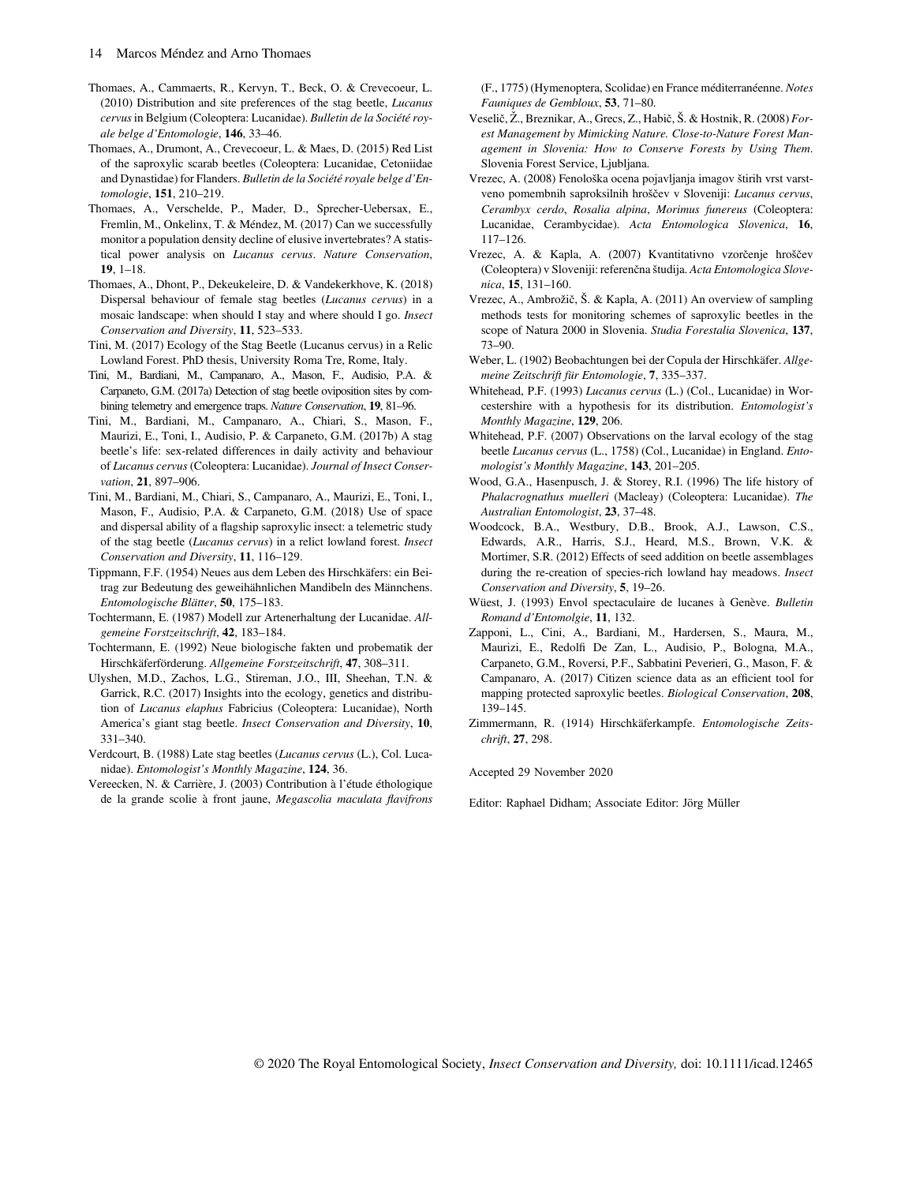Thomaes, A., Cammaerts, R., Kervyn, T., Beck, O. & Crevecoeur, L. (2010) Distribution and site preferences of the stag beetle, *Lucanus cervus* in Belgium (Coleoptera: Lucanidae). *Bulletin de la Société royale belge d'Entomologie*, **146**, 33–46.

Thomaes, A., Drumont, A., Crevecoeur, L. & Maes, D. (2015) Red List of the saproxylic scarab beetles (Coleoptera: Lucanidae, Cetoniidae and Dynastidae) for Flanders. *Bulletin de la Société royale belge d'Entomologie*, **151**, 210–219.

Thomaes, A., Verschelde, P., Mader, D., Sprecher-Uebersax, E., Fremlin, M., Onkelinx, T. & Méndez, M. (2017) Can we successfully monitor a population density decline of elusive invertebrates? A statistical power analysis on *Lucanus cervus*. *Nature Conservation*, **19**, 1–18.

Thomaes, A., Dhont, P., Dekeukeleire, D. & Vandekerkhove, K. (2018) Dispersal behaviour of female stag beetles (*Lucanus cervus*) in a mosaic landscape: when should I stay and where should I go. *Insect Conservation and Diversity*, **11**, 523–533.

Tini, M. (2017) Ecology of the Stag Beetle (Lucanus cervus) in a Relic Lowland Forest. PhD thesis, University Roma Tre, Rome, Italy.

Tini, M., Bardiani, M., Campanaro, A., Mason, F., Audisio, P.A. & Carpaneto, G.M. (2017a) Detection of stag beetle oviposition sites by combining telemetry and emergence traps. *Nature Conservation*, **19**, 81–96.

Tini, M., Bardiani, M., Campanaro, A., Chiari, S., Mason, F., Maurizi, E., Toni, I., Audisio, P. & Carpaneto, G.M. (2017b) A stag beetle's life: sex-related differences in daily activity and behaviour of *Lucanus cervus* (Coleoptera: Lucanidae). *Journal of Insect Conservation*, **21**, 897–906.

Tini, M., Bardiani, M., Chiari, S., Campanaro, A., Maurizi, E., Toni, I., Mason, F., Audisio, P.A. & Carpaneto, G.M. (2018) Use of space and dispersal ability of a flagship saproxylic insect: a telemetric study of the stag beetle (*Lucanus cervus*) in a relict lowland forest. *Insect Conservation and Diversity*, **11**, 116–129.

Tippmann, F.F. (1954) Neues aus dem Leben des Hirschkäfers: ein Beitrag zur Bedeutung des geweihähnlichen Mandibeln des Männchens. *Entomologische Blätter*, **50**, 175–183.

Tochtermann, E. (1987) Modell zur Artenerhaltung der Lucanidae. *Allgemeine Forstzeitschrift*, **42**, 183–184.

Tochtermann, E. (1992) Neue biologische fakten und probematik der Hirschkäferförderung. *Allgemeine Forstzeitschrift*, **47**, 308–311.

Ulyshen, M.D., Zachos, L.G., Stireman, J.O., III, Sheehan, T.N. & Garrick, R.C. (2017) Insights into the ecology, genetics and distribution of *Lucanus elaphus* Fabricius (Coleoptera: Lucanidae), North America's giant stag beetle. *Insect Conservation and Diversity*, **10**, 331–340.

Verdcourt, B. (1988) Late stag beetles (*Lucanus cervus* (L.), Col. Lucanidae). *Entomologist's Monthly Magazine*, **124**, 36.

Vereecken, N. & Carrière, J. (2003) Contribution à l'étude éthologique de la grande scolie à front jaune, *Megascolia maculata flavifrons* (F., 1775) (Hymenoptera, Scolidae) en France méditerranéenne. *Notes Fauniques de Gembloux*, **53**, 71–80.

Veselič, Ž., Breznikar, A., Grecs, Z., Habič, Š. & Hostnik, R. (2008) *Forest Management by Mimicking Nature. Close-to-Nature Forest Management in Slovenia: How to Conserve Forests by Using Them*. Slovenia Forest Service, Ljubljana.

Vrezec, A. (2008) Fenološka ocena pojavljanja imagov štirih vrst varstveno pomembnih saproksilnih hroščev v Sloveniji: *Lucanus cervus*, *Cerambyx cerdo*, *Rosalia alpina*, *Morimus funereus* (Coleoptera: Lucanidae, Cerambycidae). *Acta Entomologica Slovenica*, **16**, 117–126.

Vrezec, A. & Kapla, A. (2007) Kvantitativno vzorčenje hroščev (Coleoptera) v Sloveniji: referenčna študija. *Acta Entomologica Slovenica*, **15**, 131–160.

Vrezec, A., Ambrožič, Š. & Kapla, A. (2011) An overview of sampling methods tests for monitoring schemes of saproxylic beetles in the scope of Natura 2000 in Slovenia. *Studia Forestalia Slovenica*, **137**, 73–90.

Weber, L. (1902) Beobachtungen bei der Copula der Hirschkäfer. *Allgemeine Zeitschrift für Entomologie*, **7**, 335–337.

Whitehead, P.F. (1993) *Lucanus cervus* (L.) (Col., Lucanidae) in Worcestershire with a hypothesis for its distribution. *Entomologist's Monthly Magazine*, **129**, 206.

Whitehead, P.F. (2007) Observations on the larval ecology of the stag beetle *Lucanus cervus* (L., 1758) (Col., Lucanidae) in England. *Entomologist's Monthly Magazine*, **143**, 201–205.

Wood, G.A., Hasenpusch, J. & Storey, R.I. (1996) The life history of *Phalacrognathus muelleri* (Macleay) (Coleoptera: Lucanidae). *The Australian Entomologist*, **23**, 37–48.

Woodcock, B.A., Westbury, D.B., Brook, A.J., Lawson, C.S., Edwards, A.R., Harris, S.J., Heard, M.S., Brown, V.K. & Mortimer, S.R. (2012) Effects of seed addition on beetle assemblages during the re-creation of species-rich lowland hay meadows. *Insect Conservation and Diversity*, **5**, 19–26.

Wüest, J. (1993) Envol spectaculaire de lucanes à Genève. *Bulletin Romand d'Entomolgie*, **11**, 132.

Zapponi, L., Cini, A., Bardiani, M., Hardersen, S., Maura, M., Maurizi, E., Redolfi De Zan, L., Audisio, P., Bologna, M.A., Carpaneto, G.M., Roversi, P.F., Sabbatini Peverieri, G., Mason, F. & Campanaro, A. (2017) Citizen science data as an efficient tool for mapping protected saproxylic beetles. *Biological Conservation*, **208**, 139–145.

Zimmermann, R. (1914) Hirschkäferkampfe. *Entomologische Zeitschrift*, **27**, 298.

Accepted 29 November 2020

Editor: Raphael Didham; Associate Editor: Jörg Müller